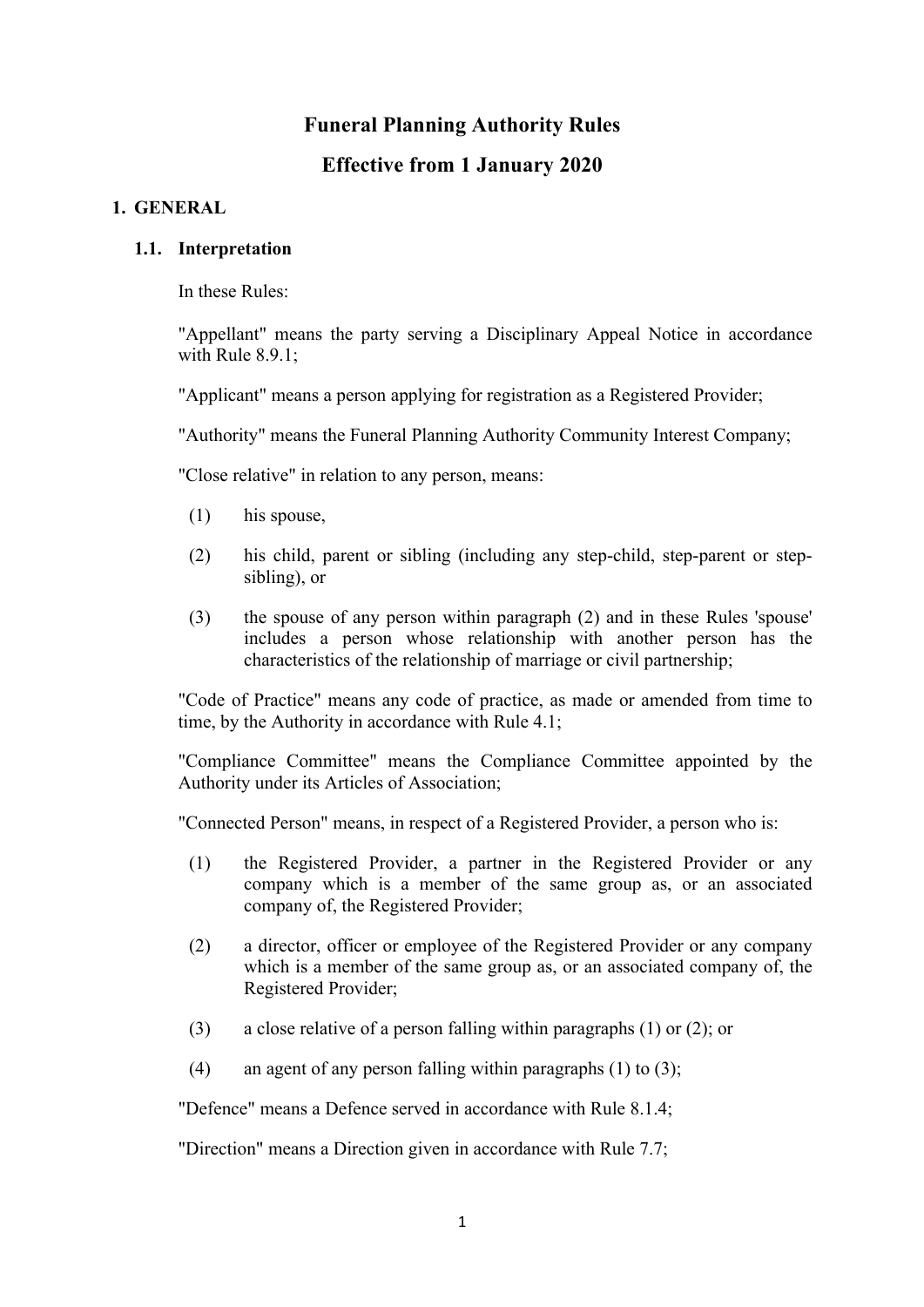# Funeral Planning Authority Rules

## Effective from 1 January 2020

## 1. GENERAL

### 1.1. Interpretation

In these Rules:

"Appellant" means the party serving a Disciplinary Appeal Notice in accordance with Rule 8.9.1;

"Applicant" means a person applying for registration as a Registered Provider;

"Authority" means the Funeral Planning Authority Community Interest Company;

"Close relative" in relation to any person, means:

(1) his spouse,

(2) his child, parent or sibling (including any step-child, step-parent or step-sibling), or

(3) the spouse of any person within paragraph (2) and in these Rules 'spouse' includes a person whose relationship with another person has the characteristics of the relationship of marriage or civil partnership;

"Code of Practice" means any code of practice, as made or amended from time to time, by the Authority in accordance with Rule 4.1;

"Compliance Committee" means the Compliance Committee appointed by the Authority under its Articles of Association;

"Connected Person" means, in respect of a Registered Provider, a person who is:

(1) the Registered Provider, a partner in the Registered Provider or any company which is a member of the same group as, or an associated company of, the Registered Provider;

(2) a director, officer or employee of the Registered Provider or any company which is a member of the same group as, or an associated company of, the Registered Provider;

(3) a close relative of a person falling within paragraphs (1) or (2); or

(4) an agent of any person falling within paragraphs (1) to (3);

"Defence" means a Defence served in accordance with Rule 8.1.4;

"Direction" means a Direction given in accordance with Rule 7.7;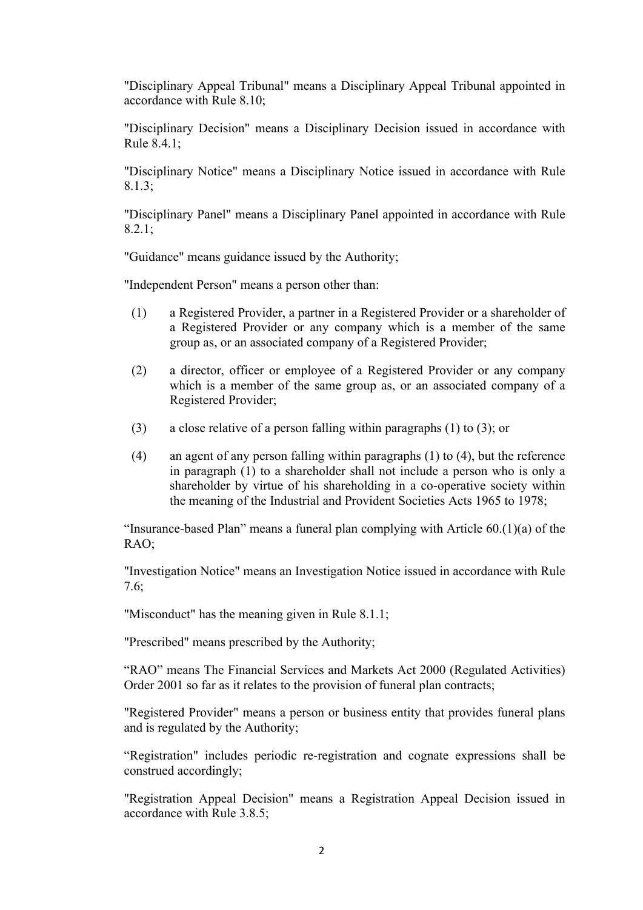"Disciplinary Appeal Tribunal" means a Disciplinary Appeal Tribunal appointed in accordance with Rule 8.10;

"Disciplinary Decision" means a Disciplinary Decision issued in accordance with Rule 8.4.1;

"Disciplinary Notice" means a Disciplinary Notice issued in accordance with Rule 8.1.3;

"Disciplinary Panel" means a Disciplinary Panel appointed in accordance with Rule 8.2.1;

"Guidance" means guidance issued by the Authority;

"Independent Person" means a person other than:

(1) a Registered Provider, a partner in a Registered Provider or a shareholder of a Registered Provider or any company which is a member of the same group as, or an associated company of a Registered Provider;

(2) a director, officer or employee of a Registered Provider or any company which is a member of the same group as, or an associated company of a Registered Provider;

(3) a close relative of a person falling within paragraphs (1) to (3); or

(4) an agent of any person falling within paragraphs (1) to (4), but the reference in paragraph (1) to a shareholder shall not include a person who is only a shareholder by virtue of his shareholding in a co-operative society within the meaning of the Industrial and Provident Societies Acts 1965 to 1978;

"Insurance-based Plan" means a funeral plan complying with Article 60.(1)(a) of the RAO;

"Investigation Notice" means an Investigation Notice issued in accordance with Rule 7.6;

"Misconduct" has the meaning given in Rule 8.1.1;

"Prescribed" means prescribed by the Authority;

"RAO" means The Financial Services and Markets Act 2000 (Regulated Activities) Order 2001 so far as it relates to the provision of funeral plan contracts;

"Registered Provider" means a person or business entity that provides funeral plans and is regulated by the Authority;

"Registration" includes periodic re-registration and cognate expressions shall be construed accordingly;

"Registration Appeal Decision" means a Registration Appeal Decision issued in accordance with Rule 3.8.5;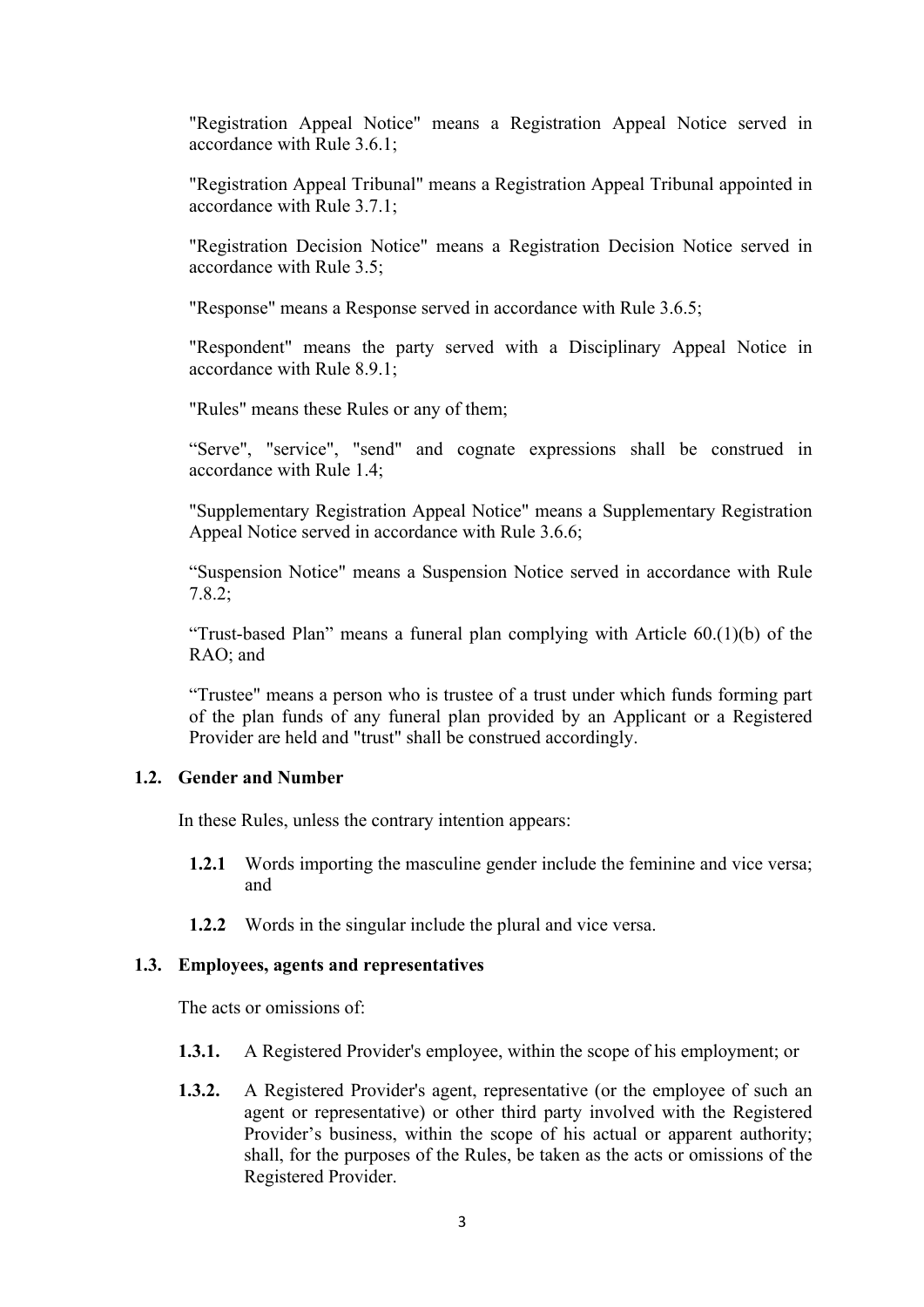"Registration Appeal Notice" means a Registration Appeal Notice served in accordance with Rule 3.6.1;

"Registration Appeal Tribunal" means a Registration Appeal Tribunal appointed in accordance with Rule 3.7.1;

"Registration Decision Notice" means a Registration Decision Notice served in accordance with Rule 3.5;

"Response" means a Response served in accordance with Rule 3.6.5;

"Respondent" means the party served with a Disciplinary Appeal Notice in accordance with Rule 8.9.1;

"Rules" means these Rules or any of them;

“Serve", "service", "send" and cognate expressions shall be construed in accordance with Rule 1.4;

"Supplementary Registration Appeal Notice" means a Supplementary Registration Appeal Notice served in accordance with Rule 3.6.6;

“Suspension Notice" means a Suspension Notice served in accordance with Rule 7.8.2;

“Trust-based Plan” means a funeral plan complying with Article 60.(1)(b) of the RAO; and

“Trustee" means a person who is trustee of a trust under which funds forming part of the plan funds of any funeral plan provided by an Applicant or a Registered Provider are held and "trust" shall be construed accordingly.

### 1.2. Gender and Number

In these Rules, unless the contrary intention appears:

**1.2.1** Words importing the masculine gender include the feminine and vice versa; and

**1.2.2** Words in the singular include the plural and vice versa.

### 1.3. Employees, agents and representatives

The acts or omissions of:

**1.3.1.** A Registered Provider's employee, within the scope of his employment; or

**1.3.2.** A Registered Provider's agent, representative (or the employee of such an agent or representative) or other third party involved with the Registered Provider’s business, within the scope of his actual or apparent authority; shall, for the purposes of the Rules, be taken as the acts or omissions of the Registered Provider.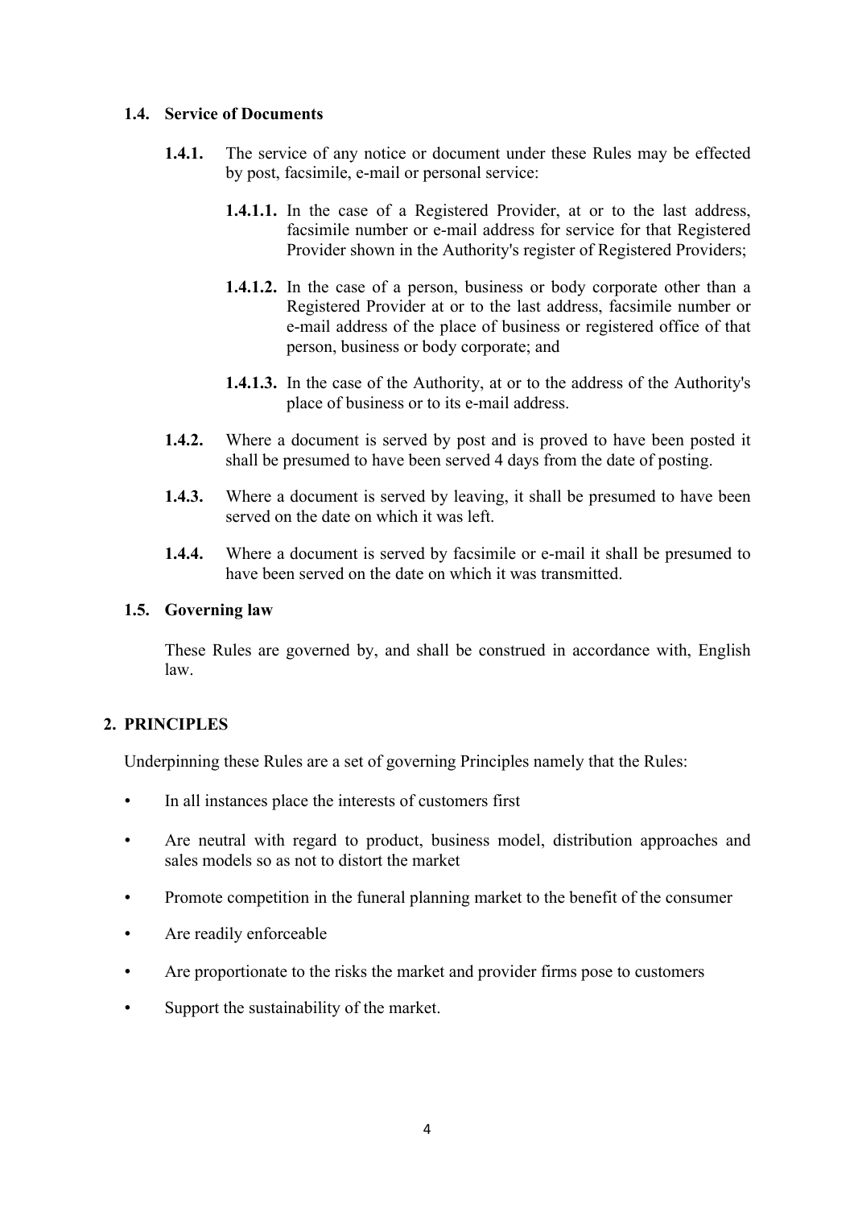### 1.4. Service of Documents

**1.4.1.** The service of any notice or document under these Rules may be effected by post, facsimile, e-mail or personal service:

**1.4.1.1.** In the case of a Registered Provider, at or to the last address, facsimile number or e-mail address for service for that Registered Provider shown in the Authority's register of Registered Providers;

**1.4.1.2.** In the case of a person, business or body corporate other than a Registered Provider at or to the last address, facsimile number or e-mail address of the place of business or registered office of that person, business or body corporate; and

**1.4.1.3.** In the case of the Authority, at or to the address of the Authority's place of business or to its e-mail address.

**1.4.2.** Where a document is served by post and is proved to have been posted it shall be presumed to have been served 4 days from the date of posting.

**1.4.3.** Where a document is served by leaving, it shall be presumed to have been served on the date on which it was left.

**1.4.4.** Where a document is served by facsimile or e-mail it shall be presumed to have been served on the date on which it was transmitted.

### 1.5. Governing law

These Rules are governed by, and shall be construed in accordance with, English law.

## 2. PRINCIPLES

Underpinning these Rules are a set of governing Principles namely that the Rules:

- In all instances place the interests of customers first
- Are neutral with regard to product, business model, distribution approaches and sales models so as not to distort the market
- Promote competition in the funeral planning market to the benefit of the consumer
- Are readily enforceable
- Are proportionate to the risks the market and provider firms pose to customers
- Support the sustainability of the market.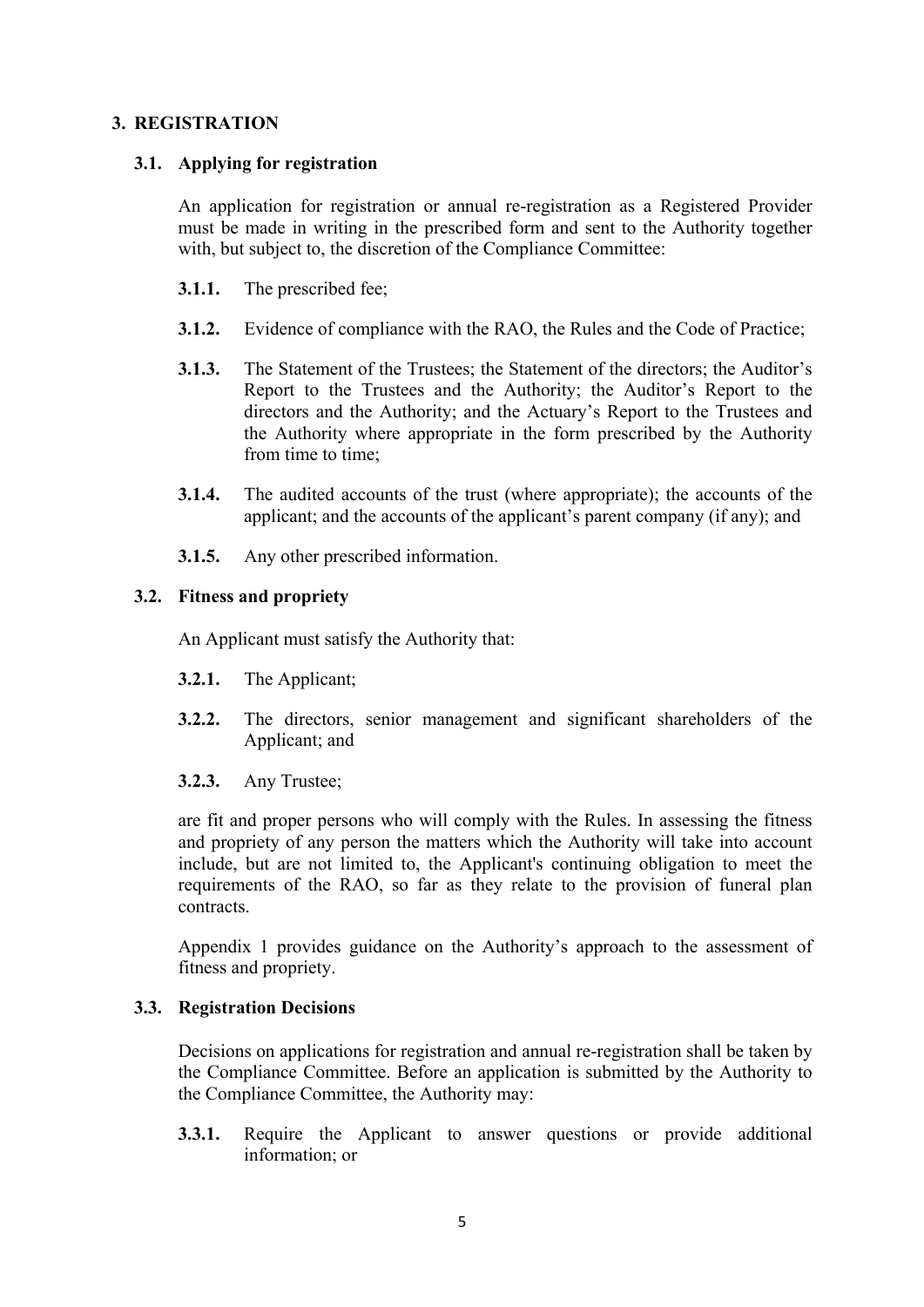## 3. REGISTRATION

### 3.1. Applying for registration

An application for registration or annual re-registration as a Registered Provider must be made in writing in the prescribed form and sent to the Authority together with, but subject to, the discretion of the Compliance Committee:

**3.1.1.** The prescribed fee;

**3.1.2.** Evidence of compliance with the RAO, the Rules and the Code of Practice;

**3.1.3.** The Statement of the Trustees; the Statement of the directors; the Auditor's Report to the Trustees and the Authority; the Auditor's Report to the directors and the Authority; and the Actuary's Report to the Trustees and the Authority where appropriate in the form prescribed by the Authority from time to time;

**3.1.4.** The audited accounts of the trust (where appropriate); the accounts of the applicant; and the accounts of the applicant's parent company (if any); and

**3.1.5.** Any other prescribed information.

### 3.2. Fitness and propriety

An Applicant must satisfy the Authority that:

**3.2.1.** The Applicant;

**3.2.2.** The directors, senior management and significant shareholders of the Applicant; and

**3.2.3.** Any Trustee;

are fit and proper persons who will comply with the Rules. In assessing the fitness and propriety of any person the matters which the Authority will take into account include, but are not limited to, the Applicant's continuing obligation to meet the requirements of the RAO, so far as they relate to the provision of funeral plan contracts.

Appendix 1 provides guidance on the Authority's approach to the assessment of fitness and propriety.

### 3.3. Registration Decisions

Decisions on applications for registration and annual re-registration shall be taken by the Compliance Committee. Before an application is submitted by the Authority to the Compliance Committee, the Authority may:

**3.3.1.** Require the Applicant to answer questions or provide additional information; or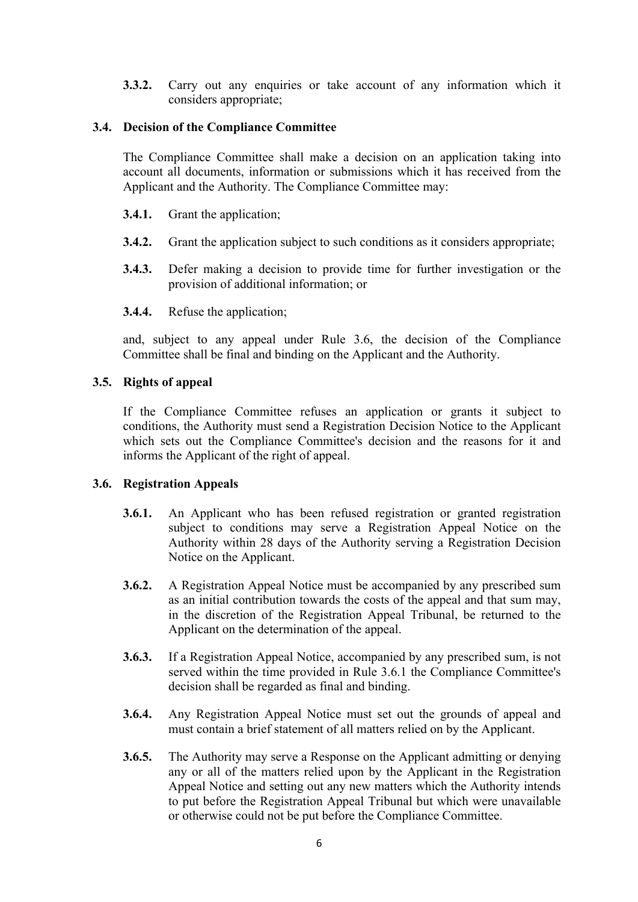**3.3.2.** Carry out any enquiries or take account of any information which it considers appropriate;

### 3.4. Decision of the Compliance Committee

The Compliance Committee shall make a decision on an application taking into account all documents, information or submissions which it has received from the Applicant and the Authority. The Compliance Committee may:

**3.4.1.** Grant the application;

**3.4.2.** Grant the application subject to such conditions as it considers appropriate;

**3.4.3.** Defer making a decision to provide time for further investigation or the provision of additional information; or

**3.4.4.** Refuse the application;

and, subject to any appeal under Rule 3.6, the decision of the Compliance Committee shall be final and binding on the Applicant and the Authority.

### 3.5. Rights of appeal

If the Compliance Committee refuses an application or grants it subject to conditions, the Authority must send a Registration Decision Notice to the Applicant which sets out the Compliance Committee's decision and the reasons for it and informs the Applicant of the right of appeal.

### 3.6. Registration Appeals

**3.6.1.** An Applicant who has been refused registration or granted registration subject to conditions may serve a Registration Appeal Notice on the Authority within 28 days of the Authority serving a Registration Decision Notice on the Applicant.

**3.6.2.** A Registration Appeal Notice must be accompanied by any prescribed sum as an initial contribution towards the costs of the appeal and that sum may, in the discretion of the Registration Appeal Tribunal, be returned to the Applicant on the determination of the appeal.

**3.6.3.** If a Registration Appeal Notice, accompanied by any prescribed sum, is not served within the time provided in Rule 3.6.1 the Compliance Committee's decision shall be regarded as final and binding.

**3.6.4.** Any Registration Appeal Notice must set out the grounds of appeal and must contain a brief statement of all matters relied on by the Applicant.

**3.6.5.** The Authority may serve a Response on the Applicant admitting or denying any or all of the matters relied upon by the Applicant in the Registration Appeal Notice and setting out any new matters which the Authority intends to put before the Registration Appeal Tribunal but which were unavailable or otherwise could not be put before the Compliance Committee.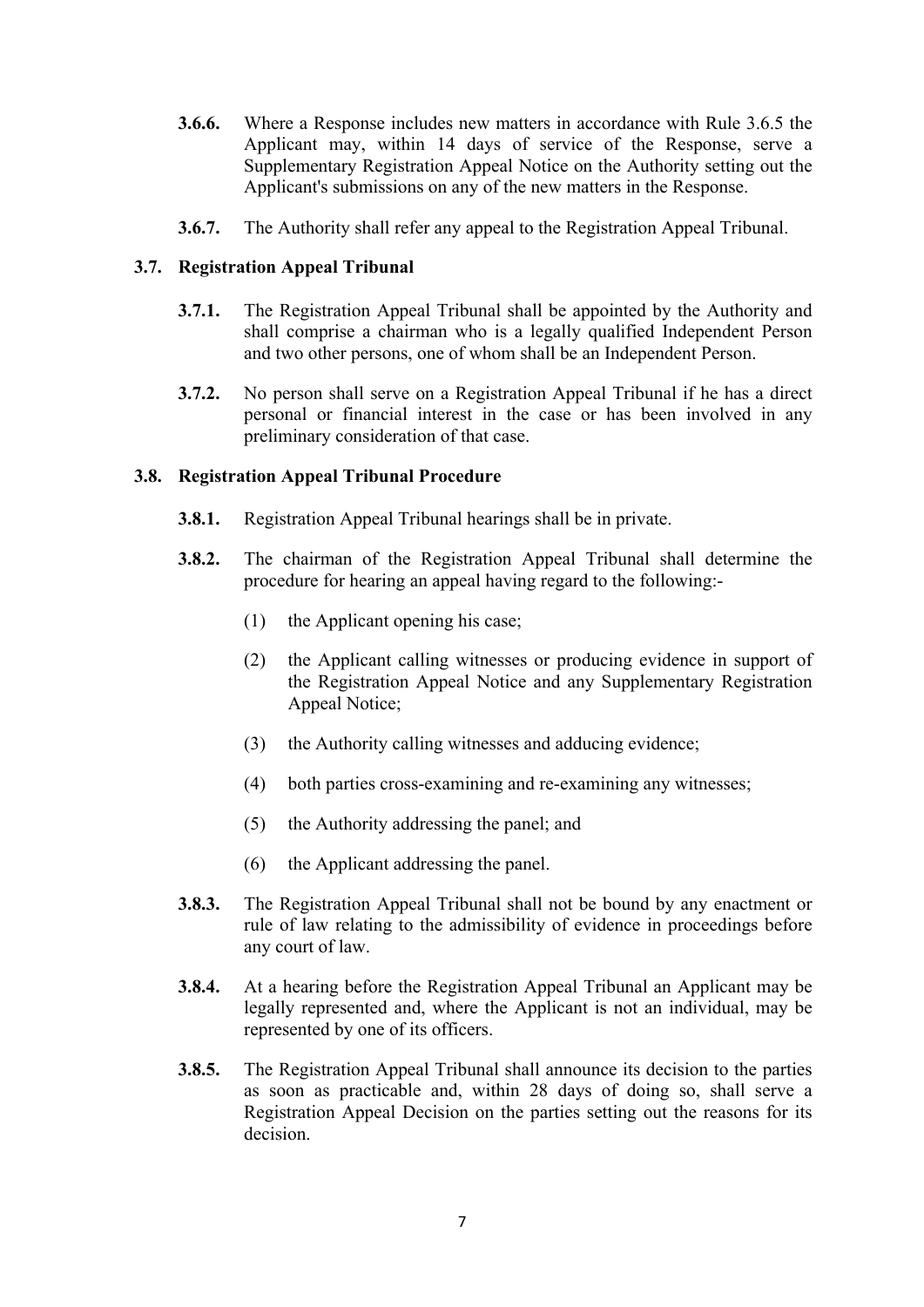**3.6.6.** Where a Response includes new matters in accordance with Rule 3.6.5 the Applicant may, within 14 days of service of the Response, serve a Supplementary Registration Appeal Notice on the Authority setting out the Applicant's submissions on any of the new matters in the Response.

**3.6.7.** The Authority shall refer any appeal to the Registration Appeal Tribunal.

### 3.7. Registration Appeal Tribunal

**3.7.1.** The Registration Appeal Tribunal shall be appointed by the Authority and shall comprise a chairman who is a legally qualified Independent Person and two other persons, one of whom shall be an Independent Person.

**3.7.2.** No person shall serve on a Registration Appeal Tribunal if he has a direct personal or financial interest in the case or has been involved in any preliminary consideration of that case.

### 3.8. Registration Appeal Tribunal Procedure

**3.8.1.** Registration Appeal Tribunal hearings shall be in private.

**3.8.2.** The chairman of the Registration Appeal Tribunal shall determine the procedure for hearing an appeal having regard to the following:-

(1) the Applicant opening his case;

(2) the Applicant calling witnesses or producing evidence in support of the Registration Appeal Notice and any Supplementary Registration Appeal Notice;

(3) the Authority calling witnesses and adducing evidence;

(4) both parties cross-examining and re-examining any witnesses;

(5) the Authority addressing the panel; and

(6) the Applicant addressing the panel.

**3.8.3.** The Registration Appeal Tribunal shall not be bound by any enactment or rule of law relating to the admissibility of evidence in proceedings before any court of law.

**3.8.4.** At a hearing before the Registration Appeal Tribunal an Applicant may be legally represented and, where the Applicant is not an individual, may be represented by one of its officers.

**3.8.5.** The Registration Appeal Tribunal shall announce its decision to the parties as soon as practicable and, within 28 days of doing so, shall serve a Registration Appeal Decision on the parties setting out the reasons for its decision.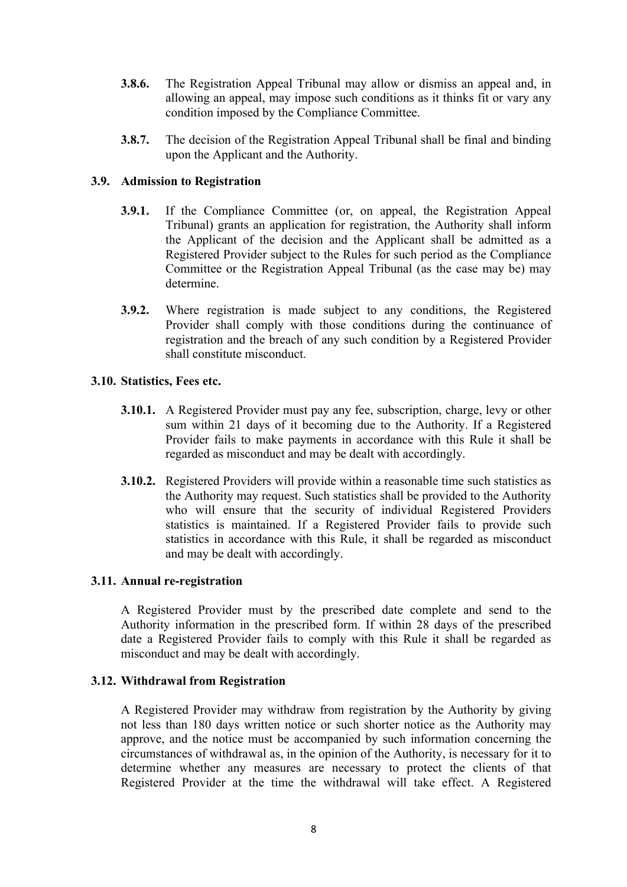**3.8.6.** The Registration Appeal Tribunal may allow or dismiss an appeal and, in allowing an appeal, may impose such conditions as it thinks fit or vary any condition imposed by the Compliance Committee.

**3.8.7.** The decision of the Registration Appeal Tribunal shall be final and binding upon the Applicant and the Authority.

### 3.9. Admission to Registration

**3.9.1.** If the Compliance Committee (or, on appeal, the Registration Appeal Tribunal) grants an application for registration, the Authority shall inform the Applicant of the decision and the Applicant shall be admitted as a Registered Provider subject to the Rules for such period as the Compliance Committee or the Registration Appeal Tribunal (as the case may be) may determine.

**3.9.2.** Where registration is made subject to any conditions, the Registered Provider shall comply with those conditions during the continuance of registration and the breach of any such condition by a Registered Provider shall constitute misconduct.

### 3.10. Statistics, Fees etc.

**3.10.1.** A Registered Provider must pay any fee, subscription, charge, levy or other sum within 21 days of it becoming due to the Authority. If a Registered Provider fails to make payments in accordance with this Rule it shall be regarded as misconduct and may be dealt with accordingly.

**3.10.2.** Registered Providers will provide within a reasonable time such statistics as the Authority may request. Such statistics shall be provided to the Authority who will ensure that the security of individual Registered Providers statistics is maintained. If a Registered Provider fails to provide such statistics in accordance with this Rule, it shall be regarded as misconduct and may be dealt with accordingly.

### 3.11. Annual re-registration

A Registered Provider must by the prescribed date complete and send to the Authority information in the prescribed form. If within 28 days of the prescribed date a Registered Provider fails to comply with this Rule it shall be regarded as misconduct and may be dealt with accordingly.

### 3.12. Withdrawal from Registration

A Registered Provider may withdraw from registration by the Authority by giving not less than 180 days written notice or such shorter notice as the Authority may approve, and the notice must be accompanied by such information concerning the circumstances of withdrawal as, in the opinion of the Authority, is necessary for it to determine whether any measures are necessary to protect the clients of that Registered Provider at the time the withdrawal will take effect. A Registered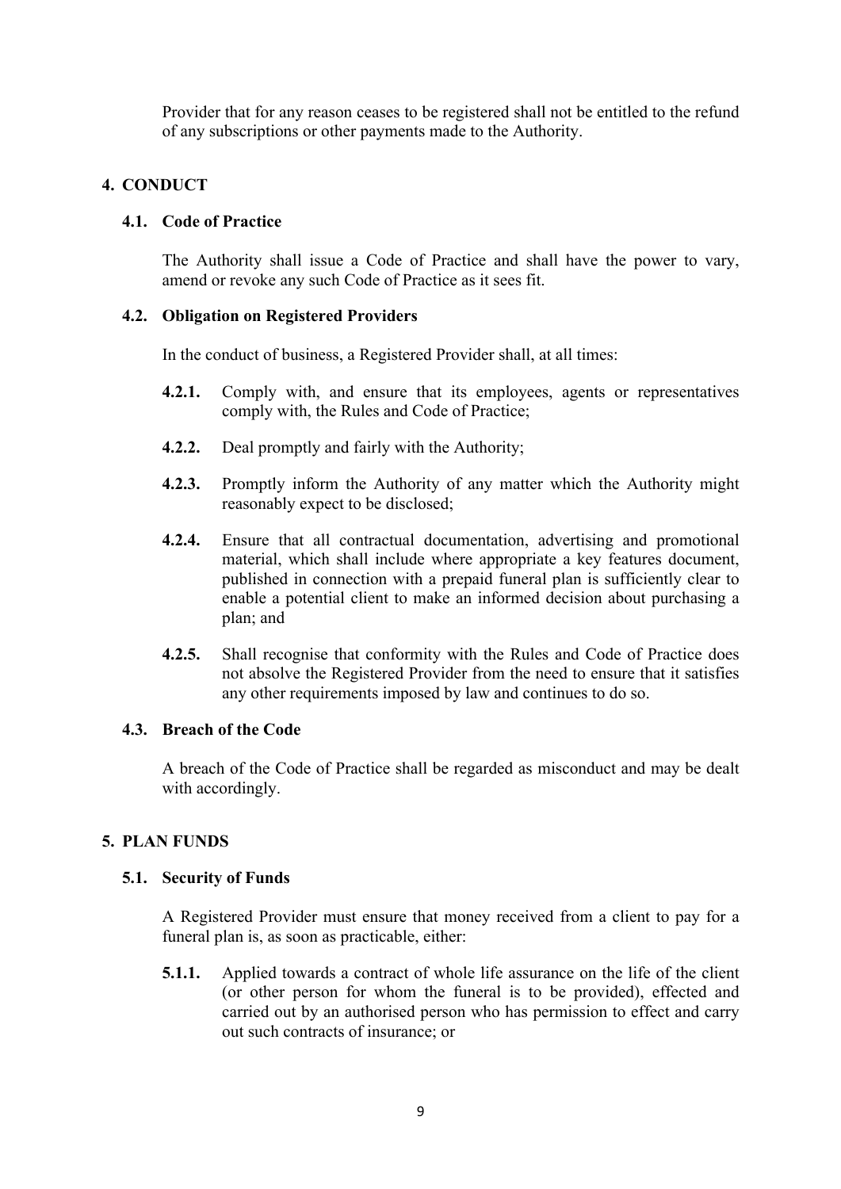Provider that for any reason ceases to be registered shall not be entitled to the refund of any subscriptions or other payments made to the Authority.

## 4. CONDUCT

### 4.1. Code of Practice

The Authority shall issue a Code of Practice and shall have the power to vary, amend or revoke any such Code of Practice as it sees fit.

### 4.2. Obligation on Registered Providers

In the conduct of business, a Registered Provider shall, at all times:

**4.2.1.** Comply with, and ensure that its employees, agents or representatives comply with, the Rules and Code of Practice;

**4.2.2.** Deal promptly and fairly with the Authority;

**4.2.3.** Promptly inform the Authority of any matter which the Authority might reasonably expect to be disclosed;

**4.2.4.** Ensure that all contractual documentation, advertising and promotional material, which shall include where appropriate a key features document, published in connection with a prepaid funeral plan is sufficiently clear to enable a potential client to make an informed decision about purchasing a plan; and

**4.2.5.** Shall recognise that conformity with the Rules and Code of Practice does not absolve the Registered Provider from the need to ensure that it satisfies any other requirements imposed by law and continues to do so.

### 4.3. Breach of the Code

A breach of the Code of Practice shall be regarded as misconduct and may be dealt with accordingly.

## 5. PLAN FUNDS

### 5.1. Security of Funds

A Registered Provider must ensure that money received from a client to pay for a funeral plan is, as soon as practicable, either:

**5.1.1.** Applied towards a contract of whole life assurance on the life of the client (or other person for whom the funeral is to be provided), effected and carried out by an authorised person who has permission to effect and carry out such contracts of insurance; or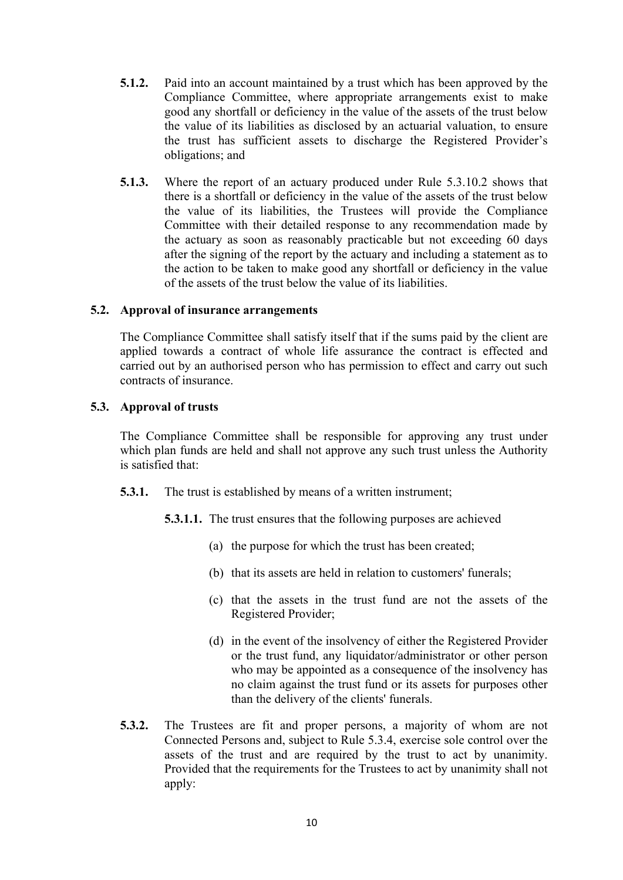**5.1.2.** Paid into an account maintained by a trust which has been approved by the Compliance Committee, where appropriate arrangements exist to make good any shortfall or deficiency in the value of the assets of the trust below the value of its liabilities as disclosed by an actuarial valuation, to ensure the trust has sufficient assets to discharge the Registered Provider's obligations; and

**5.1.3.** Where the report of an actuary produced under Rule 5.3.10.2 shows that there is a shortfall or deficiency in the value of the assets of the trust below the value of its liabilities, the Trustees will provide the Compliance Committee with their detailed response to any recommendation made by the actuary as soon as reasonably practicable but not exceeding 60 days after the signing of the report by the actuary and including a statement as to the action to be taken to make good any shortfall or deficiency in the value of the assets of the trust below the value of its liabilities.

### 5.2. Approval of insurance arrangements

The Compliance Committee shall satisfy itself that if the sums paid by the client are applied towards a contract of whole life assurance the contract is effected and carried out by an authorised person who has permission to effect and carry out such contracts of insurance.

### 5.3. Approval of trusts

The Compliance Committee shall be responsible for approving any trust under which plan funds are held and shall not approve any such trust unless the Authority is satisfied that:

**5.3.1.** The trust is established by means of a written instrument;

**5.3.1.1.** The trust ensures that the following purposes are achieved

(a) the purpose for which the trust has been created;

(b) that its assets are held in relation to customers' funerals;

(c) that the assets in the trust fund are not the assets of the Registered Provider;

(d) in the event of the insolvency of either the Registered Provider or the trust fund, any liquidator/administrator or other person who may be appointed as a consequence of the insolvency has no claim against the trust fund or its assets for purposes other than the delivery of the clients' funerals.

**5.3.2.** The Trustees are fit and proper persons, a majority of whom are not Connected Persons and, subject to Rule 5.3.4, exercise sole control over the assets of the trust and are required by the trust to act by unanimity. Provided that the requirements for the Trustees to act by unanimity shall not apply: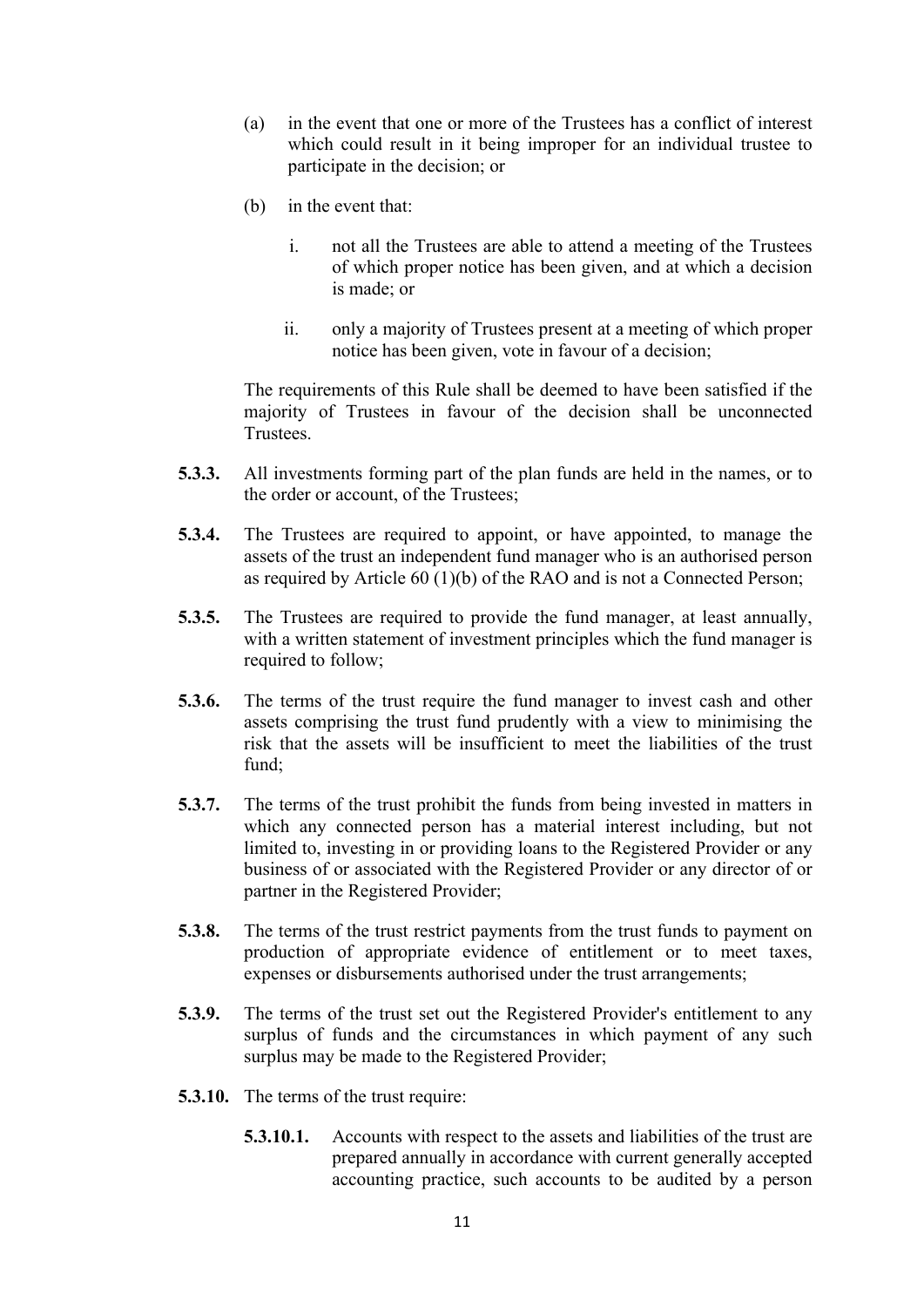(a) in the event that one or more of the Trustees has a conflict of interest which could result in it being improper for an individual trustee to participate in the decision; or

(b) in the event that:

i. not all the Trustees are able to attend a meeting of the Trustees of which proper notice has been given, and at which a decision is made; or

ii. only a majority of Trustees present at a meeting of which proper notice has been given, vote in favour of a decision;

The requirements of this Rule shall be deemed to have been satisfied if the majority of Trustees in favour of the decision shall be unconnected Trustees.

**5.3.3.** All investments forming part of the plan funds are held in the names, or to the order or account, of the Trustees;

**5.3.4.** The Trustees are required to appoint, or have appointed, to manage the assets of the trust an independent fund manager who is an authorised person as required by Article 60 (1)(b) of the RAO and is not a Connected Person;

**5.3.5.** The Trustees are required to provide the fund manager, at least annually, with a written statement of investment principles which the fund manager is required to follow;

**5.3.6.** The terms of the trust require the fund manager to invest cash and other assets comprising the trust fund prudently with a view to minimising the risk that the assets will be insufficient to meet the liabilities of the trust fund;

**5.3.7.** The terms of the trust prohibit the funds from being invested in matters in which any connected person has a material interest including, but not limited to, investing in or providing loans to the Registered Provider or any business of or associated with the Registered Provider or any director of or partner in the Registered Provider;

**5.3.8.** The terms of the trust restrict payments from the trust funds to payment on production of appropriate evidence of entitlement or to meet taxes, expenses or disbursements authorised under the trust arrangements;

**5.3.9.** The terms of the trust set out the Registered Provider's entitlement to any surplus of funds and the circumstances in which payment of any such surplus may be made to the Registered Provider;

**5.3.10.** The terms of the trust require:

**5.3.10.1.** Accounts with respect to the assets and liabilities of the trust are prepared annually in accordance with current generally accepted accounting practice, such accounts to be audited by a person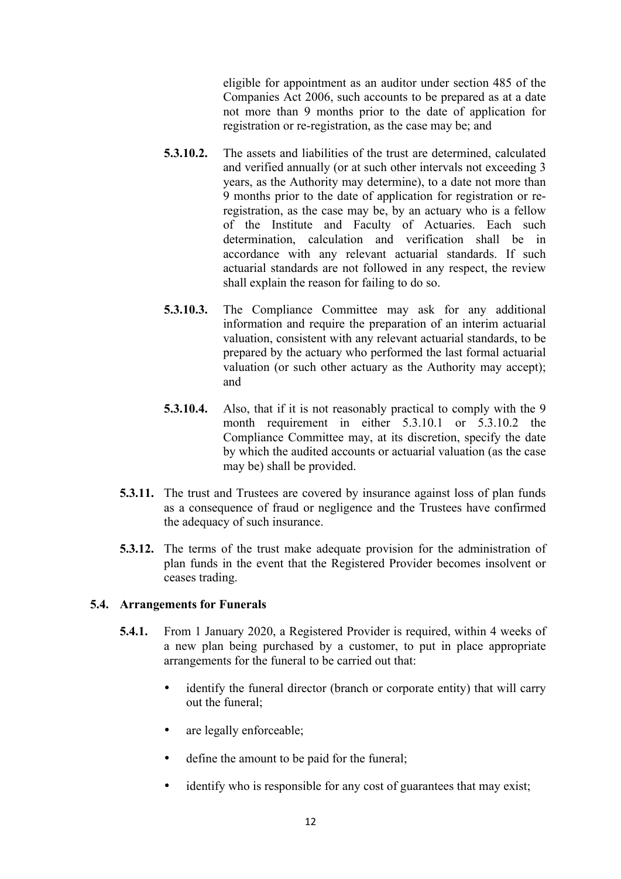eligible for appointment as an auditor under section 485 of the Companies Act 2006, such accounts to be prepared as at a date not more than 9 months prior to the date of application for registration or re-registration, as the case may be; and

**5.3.10.2.** The assets and liabilities of the trust are determined, calculated and verified annually (or at such other intervals not exceeding 3 years, as the Authority may determine), to a date not more than 9 months prior to the date of application for registration or re-registration, as the case may be, by an actuary who is a fellow of the Institute and Faculty of Actuaries. Each such determination, calculation and verification shall be in accordance with any relevant actuarial standards. If such actuarial standards are not followed in any respect, the review shall explain the reason for failing to do so.

**5.3.10.3.** The Compliance Committee may ask for any additional information and require the preparation of an interim actuarial valuation, consistent with any relevant actuarial standards, to be prepared by the actuary who performed the last formal actuarial valuation (or such other actuary as the Authority may accept); and

**5.3.10.4.** Also, that if it is not reasonably practical to comply with the 9 month requirement in either 5.3.10.1 or 5.3.10.2 the Compliance Committee may, at its discretion, specify the date by which the audited accounts or actuarial valuation (as the case may be) shall be provided.

**5.3.11.** The trust and Trustees are covered by insurance against loss of plan funds as a consequence of fraud or negligence and the Trustees have confirmed the adequacy of such insurance.

**5.3.12.** The terms of the trust make adequate provision for the administration of plan funds in the event that the Registered Provider becomes insolvent or ceases trading.

### 5.4. Arrangements for Funerals

**5.4.1.** From 1 January 2020, a Registered Provider is required, within 4 weeks of a new plan being purchased by a customer, to put in place appropriate arrangements for the funeral to be carried out that:

- identify the funeral director (branch or corporate entity) that will carry out the funeral;
- are legally enforceable;
- define the amount to be paid for the funeral;
- identify who is responsible for any cost of guarantees that may exist;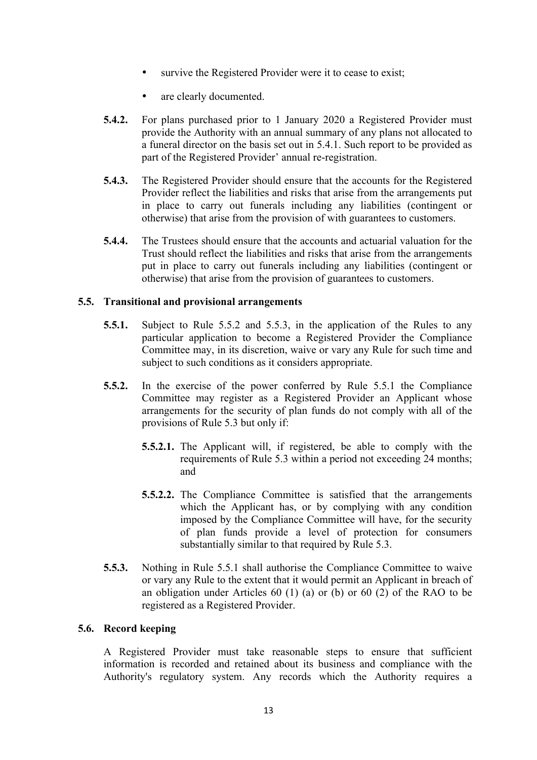- survive the Registered Provider were it to cease to exist;
- are clearly documented.

**5.4.2.** For plans purchased prior to 1 January 2020 a Registered Provider must provide the Authority with an annual summary of any plans not allocated to a funeral director on the basis set out in 5.4.1. Such report to be provided as part of the Registered Provider' annual re-registration.

**5.4.3.** The Registered Provider should ensure that the accounts for the Registered Provider reflect the liabilities and risks that arise from the arrangements put in place to carry out funerals including any liabilities (contingent or otherwise) that arise from the provision of with guarantees to customers.

**5.4.4.** The Trustees should ensure that the accounts and actuarial valuation for the Trust should reflect the liabilities and risks that arise from the arrangements put in place to carry out funerals including any liabilities (contingent or otherwise) that arise from the provision of guarantees to customers.

### 5.5. Transitional and provisional arrangements

**5.5.1.** Subject to Rule 5.5.2 and 5.5.3, in the application of the Rules to any particular application to become a Registered Provider the Compliance Committee may, in its discretion, waive or vary any Rule for such time and subject to such conditions as it considers appropriate.

**5.5.2.** In the exercise of the power conferred by Rule 5.5.1 the Compliance Committee may register as a Registered Provider an Applicant whose arrangements for the security of plan funds do not comply with all of the provisions of Rule 5.3 but only if:

> **5.5.2.1.** The Applicant will, if registered, be able to comply with the requirements of Rule 5.3 within a period not exceeding 24 months; and
>
> **5.5.2.2.** The Compliance Committee is satisfied that the arrangements which the Applicant has, or by complying with any condition imposed by the Compliance Committee will have, for the security of plan funds provide a level of protection for consumers substantially similar to that required by Rule 5.3.

**5.5.3.** Nothing in Rule 5.5.1 shall authorise the Compliance Committee to waive or vary any Rule to the extent that it would permit an Applicant in breach of an obligation under Articles 60 (1) (a) or (b) or 60 (2) of the RAO to be registered as a Registered Provider.

### 5.6. Record keeping

A Registered Provider must take reasonable steps to ensure that sufficient information is recorded and retained about its business and compliance with the Authority's regulatory system. Any records which the Authority requires a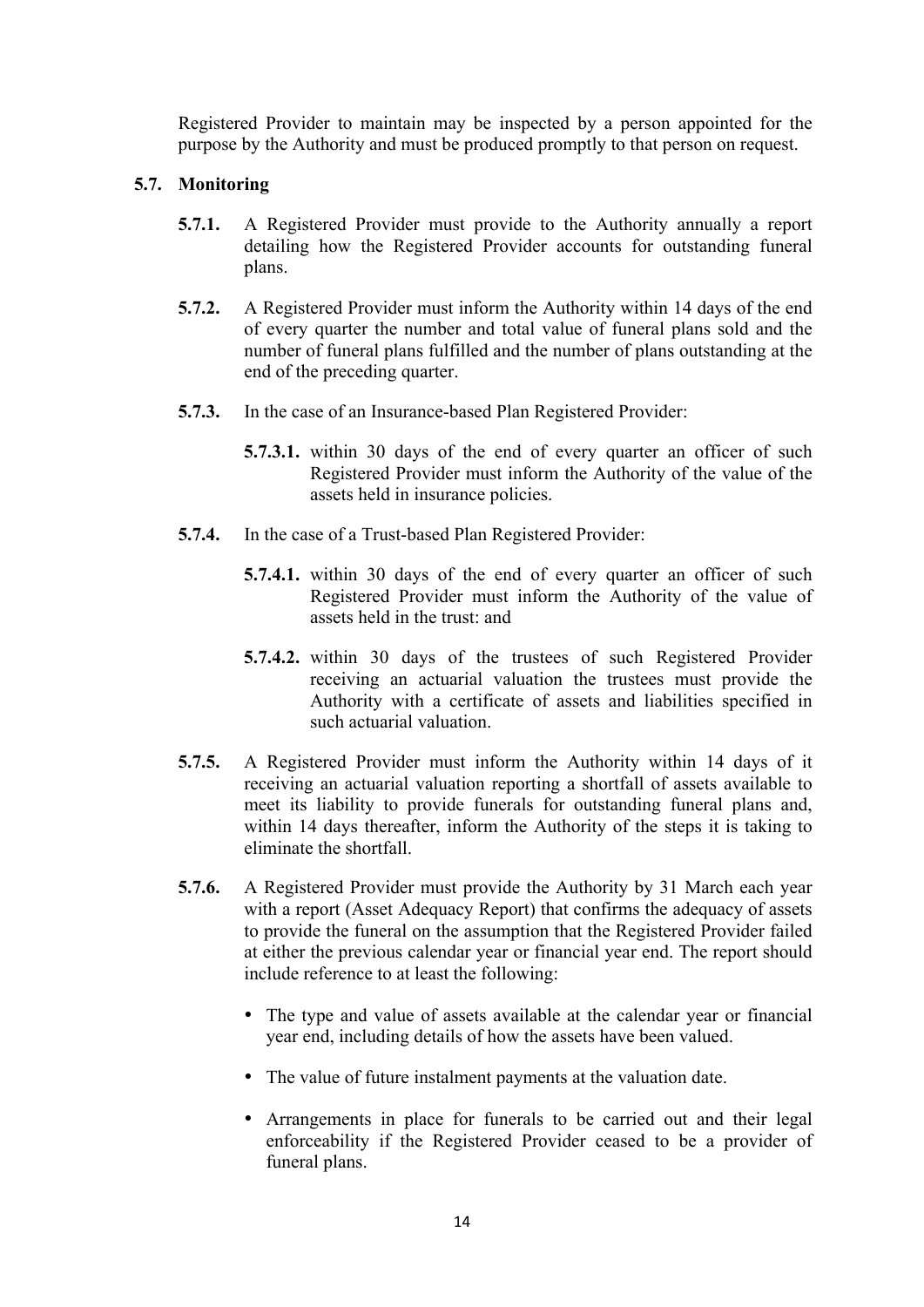Registered Provider to maintain may be inspected by a person appointed for the purpose by the Authority and must be produced promptly to that person on request.

### 5.7. Monitoring

**5.7.1.** A Registered Provider must provide to the Authority annually a report detailing how the Registered Provider accounts for outstanding funeral plans.

**5.7.2.** A Registered Provider must inform the Authority within 14 days of the end of every quarter the number and total value of funeral plans sold and the number of funeral plans fulfilled and the number of plans outstanding at the end of the preceding quarter.

**5.7.3.** In the case of an Insurance-based Plan Registered Provider:

**5.7.3.1.** within 30 days of the end of every quarter an officer of such Registered Provider must inform the Authority of the value of the assets held in insurance policies.

**5.7.4.** In the case of a Trust-based Plan Registered Provider:

**5.7.4.1.** within 30 days of the end of every quarter an officer of such Registered Provider must inform the Authority of the value of assets held in the trust: and

**5.7.4.2.** within 30 days of the trustees of such Registered Provider receiving an actuarial valuation the trustees must provide the Authority with a certificate of assets and liabilities specified in such actuarial valuation.

**5.7.5.** A Registered Provider must inform the Authority within 14 days of it receiving an actuarial valuation reporting a shortfall of assets available to meet its liability to provide funerals for outstanding funeral plans and, within 14 days thereafter, inform the Authority of the steps it is taking to eliminate the shortfall.

**5.7.6.** A Registered Provider must provide the Authority by 31 March each year with a report (Asset Adequacy Report) that confirms the adequacy of assets to provide the funeral on the assumption that the Registered Provider failed at either the previous calendar year or financial year end. The report should include reference to at least the following:

- The type and value of assets available at the calendar year or financial year end, including details of how the assets have been valued.
- The value of future instalment payments at the valuation date.
- Arrangements in place for funerals to be carried out and their legal enforceability if the Registered Provider ceased to be a provider of funeral plans.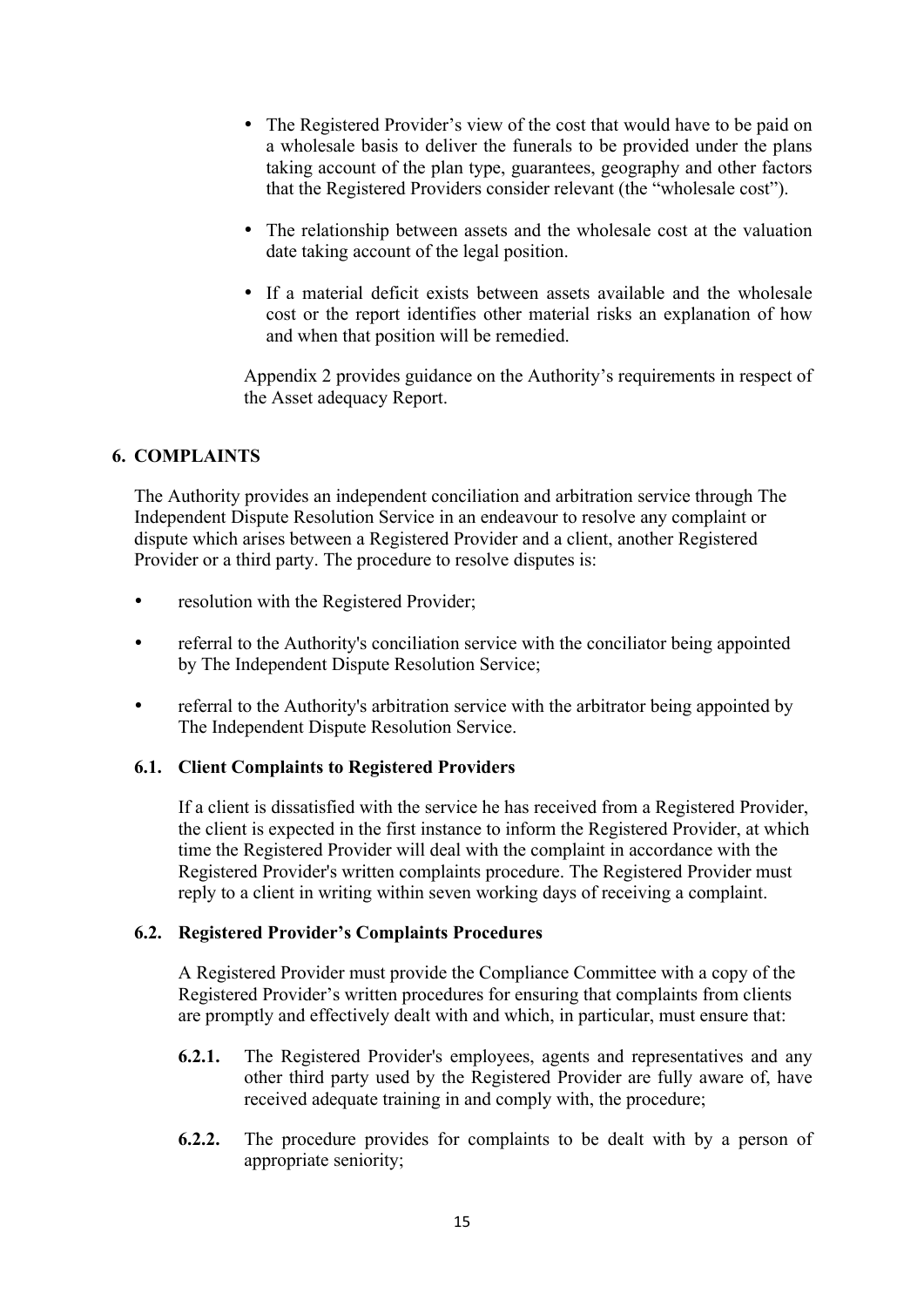- The Registered Provider's view of the cost that would have to be paid on a wholesale basis to deliver the funerals to be provided under the plans taking account of the plan type, guarantees, geography and other factors that the Registered Providers consider relevant (the "wholesale cost").
- The relationship between assets and the wholesale cost at the valuation date taking account of the legal position.
- If a material deficit exists between assets available and the wholesale cost or the report identifies other material risks an explanation of how and when that position will be remedied.

Appendix 2 provides guidance on the Authority's requirements in respect of the Asset adequacy Report.

## 6. COMPLAINTS

The Authority provides an independent conciliation and arbitration service through The Independent Dispute Resolution Service in an endeavour to resolve any complaint or dispute which arises between a Registered Provider and a client, another Registered Provider or a third party. The procedure to resolve disputes is:

- resolution with the Registered Provider;
- referral to the Authority's conciliation service with the conciliator being appointed by The Independent Dispute Resolution Service;
- referral to the Authority's arbitration service with the arbitrator being appointed by The Independent Dispute Resolution Service.

### 6.1. Client Complaints to Registered Providers

If a client is dissatisfied with the service he has received from a Registered Provider, the client is expected in the first instance to inform the Registered Provider, at which time the Registered Provider will deal with the complaint in accordance with the Registered Provider's written complaints procedure. The Registered Provider must reply to a client in writing within seven working days of receiving a complaint.

### 6.2. Registered Provider's Complaints Procedures

A Registered Provider must provide the Compliance Committee with a copy of the Registered Provider's written procedures for ensuring that complaints from clients are promptly and effectively dealt with and which, in particular, must ensure that:

**6.2.1.** The Registered Provider's employees, agents and representatives and any other third party used by the Registered Provider are fully aware of, have received adequate training in and comply with, the procedure;

**6.2.2.** The procedure provides for complaints to be dealt with by a person of appropriate seniority;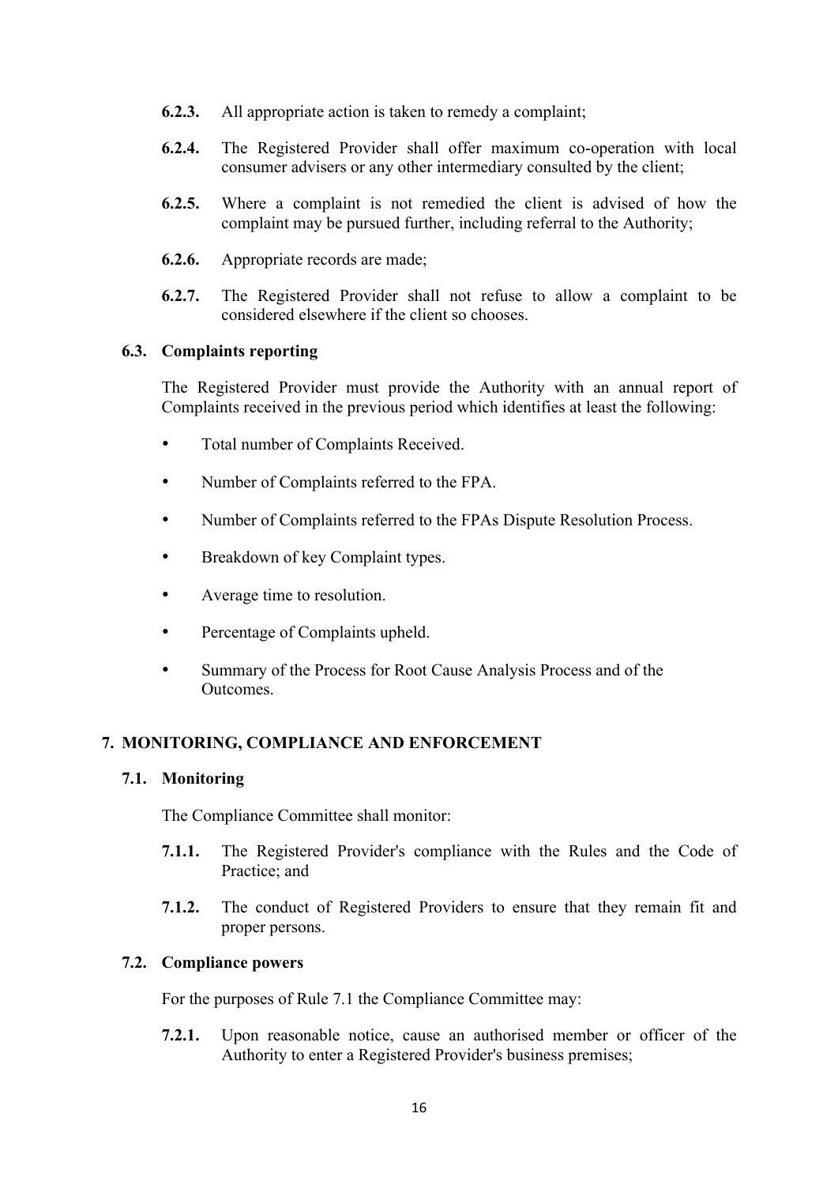**6.2.3.** All appropriate action is taken to remedy a complaint;

**6.2.4.** The Registered Provider shall offer maximum co-operation with local consumer advisers or any other intermediary consulted by the client;

**6.2.5.** Where a complaint is not remedied the client is advised of how the complaint may be pursued further, including referral to the Authority;

**6.2.6.** Appropriate records are made;

**6.2.7.** The Registered Provider shall not refuse to allow a complaint to be considered elsewhere if the client so chooses.

### 6.3. Complaints reporting

The Registered Provider must provide the Authority with an annual report of Complaints received in the previous period which identifies at least the following:

- Total number of Complaints Received.
- Number of Complaints referred to the FPA.
- Number of Complaints referred to the FPAs Dispute Resolution Process.
- Breakdown of key Complaint types.
- Average time to resolution.
- Percentage of Complaints upheld.
- Summary of the Process for Root Cause Analysis Process and of the Outcomes.

## 7. MONITORING, COMPLIANCE AND ENFORCEMENT

### 7.1. Monitoring

The Compliance Committee shall monitor:

**7.1.1.** The Registered Provider's compliance with the Rules and the Code of Practice; and

**7.1.2.** The conduct of Registered Providers to ensure that they remain fit and proper persons.

### 7.2. Compliance powers

For the purposes of Rule 7.1 the Compliance Committee may:

**7.2.1.** Upon reasonable notice, cause an authorised member or officer of the Authority to enter a Registered Provider's business premises;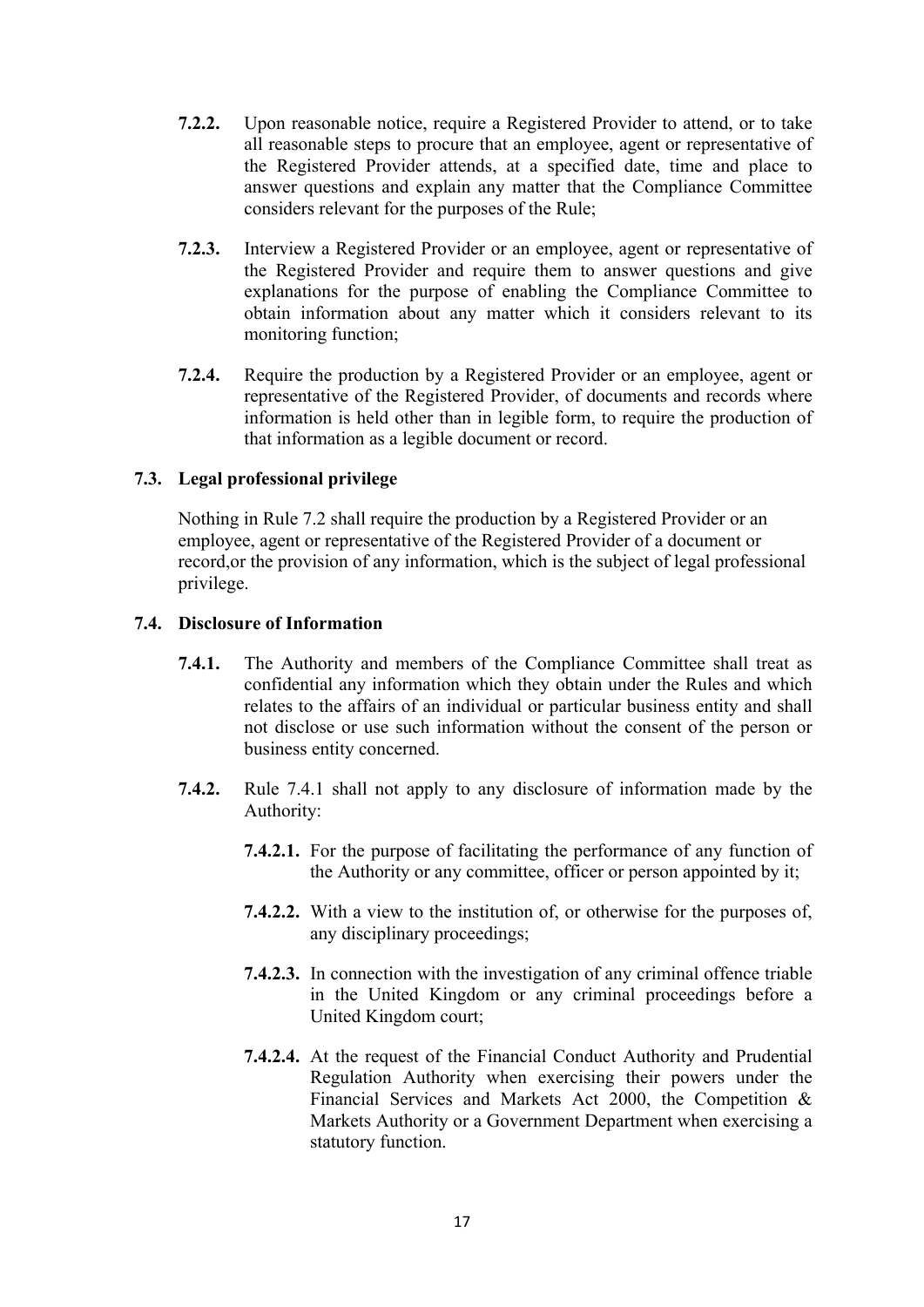**7.2.2.** Upon reasonable notice, require a Registered Provider to attend, or to take all reasonable steps to procure that an employee, agent or representative of the Registered Provider attends, at a specified date, time and place to answer questions and explain any matter that the Compliance Committee considers relevant for the purposes of the Rule;

**7.2.3.** Interview a Registered Provider or an employee, agent or representative of the Registered Provider and require them to answer questions and give explanations for the purpose of enabling the Compliance Committee to obtain information about any matter which it considers relevant to its monitoring function;

**7.2.4.** Require the production by a Registered Provider or an employee, agent or representative of the Registered Provider, of documents and records where information is held other than in legible form, to require the production of that information as a legible document or record.

### 7.3. Legal professional privilege

Nothing in Rule 7.2 shall require the production by a Registered Provider or an employee, agent or representative of the Registered Provider of a document or record,or the provision of any information, which is the subject of legal professional privilege.

### 7.4. Disclosure of Information

**7.4.1.** The Authority and members of the Compliance Committee shall treat as confidential any information which they obtain under the Rules and which relates to the affairs of an individual or particular business entity and shall not disclose or use such information without the consent of the person or business entity concerned.

**7.4.2.** Rule 7.4.1 shall not apply to any disclosure of information made by the Authority:

- **7.4.2.1.** For the purpose of facilitating the performance of any function of the Authority or any committee, officer or person appointed by it;
- **7.4.2.2.** With a view to the institution of, or otherwise for the purposes of, any disciplinary proceedings;
- **7.4.2.3.** In connection with the investigation of any criminal offence triable in the United Kingdom or any criminal proceedings before a United Kingdom court;
- **7.4.2.4.** At the request of the Financial Conduct Authority and Prudential Regulation Authority when exercising their powers under the Financial Services and Markets Act 2000, the Competition & Markets Authority or a Government Department when exercising a statutory function.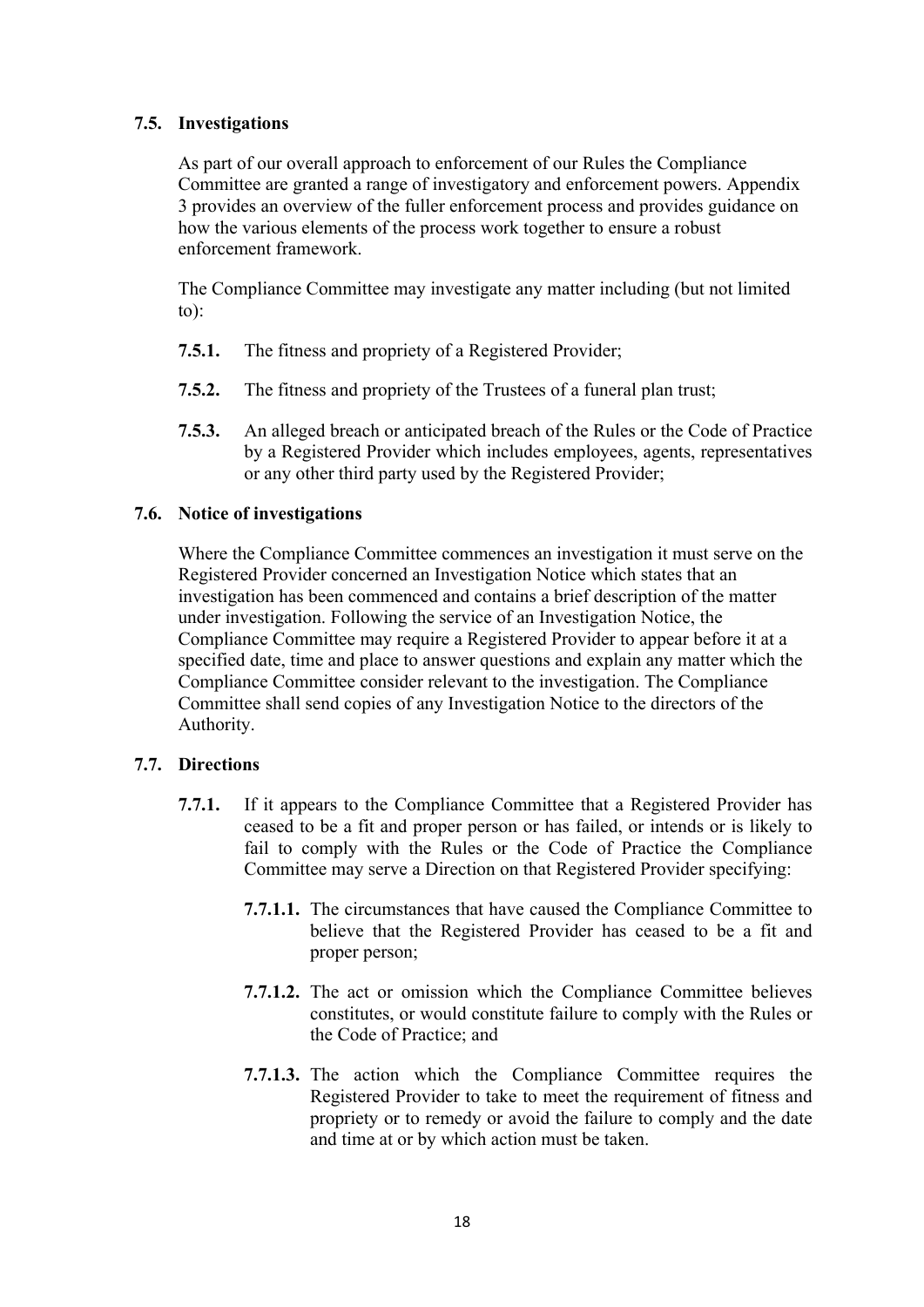### 7.5. Investigations

As part of our overall approach to enforcement of our Rules the Compliance Committee are granted a range of investigatory and enforcement powers. Appendix 3 provides an overview of the fuller enforcement process and provides guidance on how the various elements of the process work together to ensure a robust enforcement framework.

The Compliance Committee may investigate any matter including (but not limited to):

**7.5.1.** The fitness and propriety of a Registered Provider;

**7.5.2.** The fitness and propriety of the Trustees of a funeral plan trust;

**7.5.3.** An alleged breach or anticipated breach of the Rules or the Code of Practice by a Registered Provider which includes employees, agents, representatives or any other third party used by the Registered Provider;

### 7.6. Notice of investigations

Where the Compliance Committee commences an investigation it must serve on the Registered Provider concerned an Investigation Notice which states that an investigation has been commenced and contains a brief description of the matter under investigation. Following the service of an Investigation Notice, the Compliance Committee may require a Registered Provider to appear before it at a specified date, time and place to answer questions and explain any matter which the Compliance Committee consider relevant to the investigation. The Compliance Committee shall send copies of any Investigation Notice to the directors of the Authority.

### 7.7. Directions

**7.7.1.** If it appears to the Compliance Committee that a Registered Provider has ceased to be a fit and proper person or has failed, or intends or is likely to fail to comply with the Rules or the Code of Practice the Compliance Committee may serve a Direction on that Registered Provider specifying:

**7.7.1.1.** The circumstances that have caused the Compliance Committee to believe that the Registered Provider has ceased to be a fit and proper person;

**7.7.1.2.** The act or omission which the Compliance Committee believes constitutes, or would constitute failure to comply with the Rules or the Code of Practice; and

**7.7.1.3.** The action which the Compliance Committee requires the Registered Provider to take to meet the requirement of fitness and propriety or to remedy or avoid the failure to comply and the date and time at or by which action must be taken.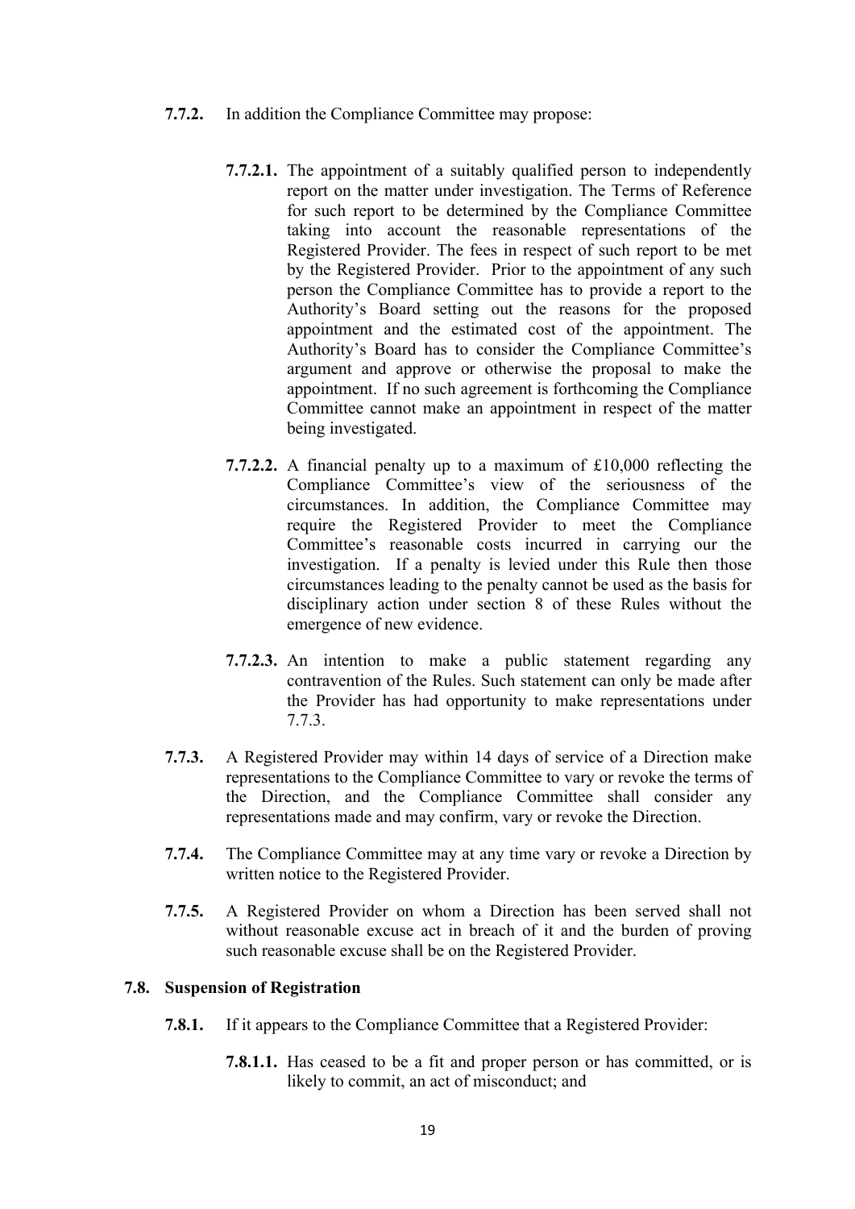**7.7.2.** In addition the Compliance Committee may propose:

**7.7.2.1.** The appointment of a suitably qualified person to independently report on the matter under investigation. The Terms of Reference for such report to be determined by the Compliance Committee taking into account the reasonable representations of the Registered Provider. The fees in respect of such report to be met by the Registered Provider. Prior to the appointment of any such person the Compliance Committee has to provide a report to the Authority's Board setting out the reasons for the proposed appointment and the estimated cost of the appointment. The Authority's Board has to consider the Compliance Committee's argument and approve or otherwise the proposal to make the appointment. If no such agreement is forthcoming the Compliance Committee cannot make an appointment in respect of the matter being investigated.

**7.7.2.2.** A financial penalty up to a maximum of £10,000 reflecting the Compliance Committee's view of the seriousness of the circumstances. In addition, the Compliance Committee may require the Registered Provider to meet the Compliance Committee's reasonable costs incurred in carrying our the investigation. If a penalty is levied under this Rule then those circumstances leading to the penalty cannot be used as the basis for disciplinary action under section 8 of these Rules without the emergence of new evidence.

**7.7.2.3.** An intention to make a public statement regarding any contravention of the Rules. Such statement can only be made after the Provider has had opportunity to make representations under 7.7.3.

**7.7.3.** A Registered Provider may within 14 days of service of a Direction make representations to the Compliance Committee to vary or revoke the terms of the Direction, and the Compliance Committee shall consider any representations made and may confirm, vary or revoke the Direction.

**7.7.4.** The Compliance Committee may at any time vary or revoke a Direction by written notice to the Registered Provider.

**7.7.5.** A Registered Provider on whom a Direction has been served shall not without reasonable excuse act in breach of it and the burden of proving such reasonable excuse shall be on the Registered Provider.

**7.8. Suspension of Registration**

**7.8.1.** If it appears to the Compliance Committee that a Registered Provider:

**7.8.1.1.** Has ceased to be a fit and proper person or has committed, or is likely to commit, an act of misconduct; and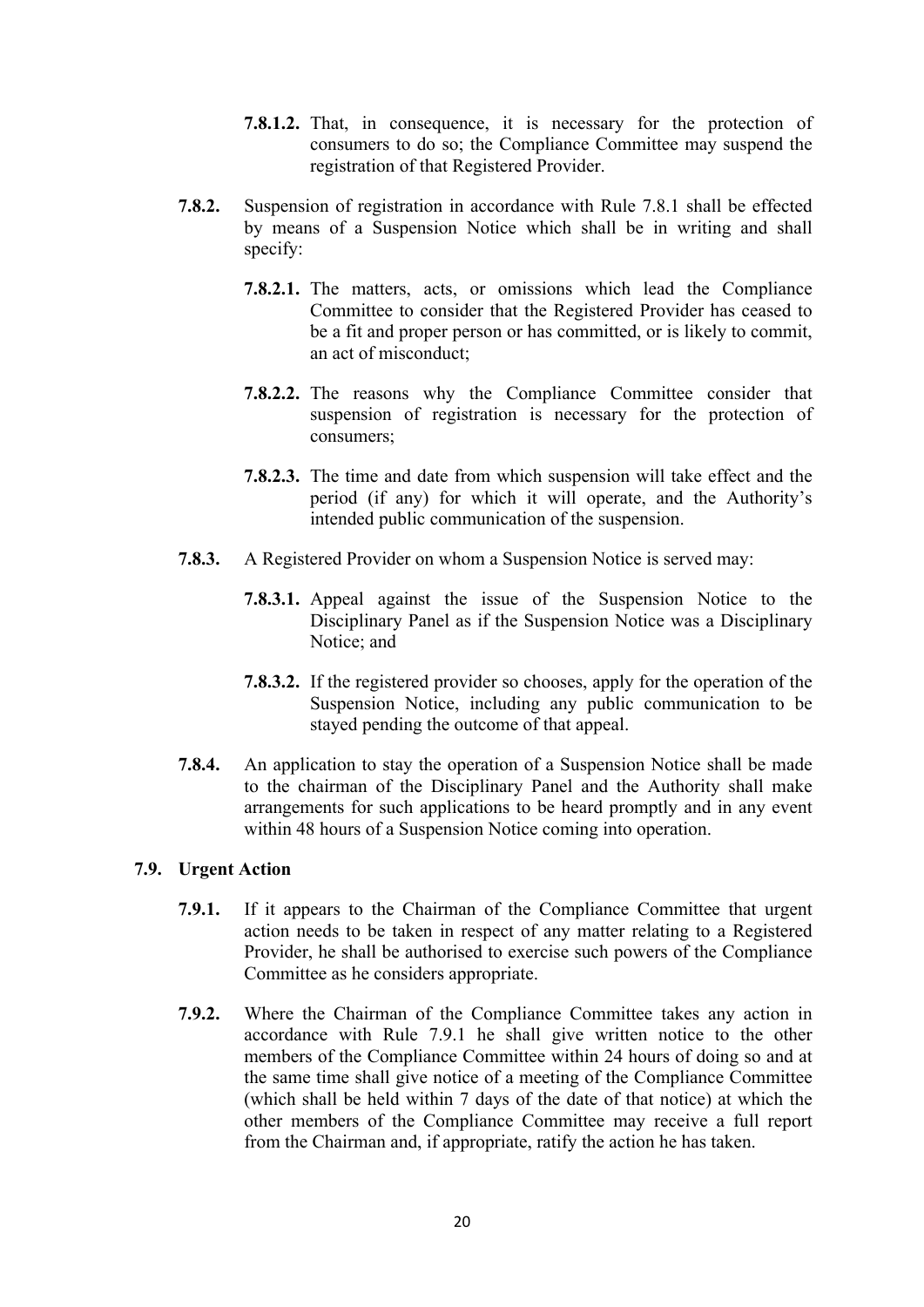**7.8.1.2.** That, in consequence, it is necessary for the protection of consumers to do so; the Compliance Committee may suspend the registration of that Registered Provider.

**7.8.2.** Suspension of registration in accordance with Rule 7.8.1 shall be effected by means of a Suspension Notice which shall be in writing and shall specify:

**7.8.2.1.** The matters, acts, or omissions which lead the Compliance Committee to consider that the Registered Provider has ceased to be a fit and proper person or has committed, or is likely to commit, an act of misconduct;

**7.8.2.2.** The reasons why the Compliance Committee consider that suspension of registration is necessary for the protection of consumers;

**7.8.2.3.** The time and date from which suspension will take effect and the period (if any) for which it will operate, and the Authority's intended public communication of the suspension.

**7.8.3.** A Registered Provider on whom a Suspension Notice is served may:

**7.8.3.1.** Appeal against the issue of the Suspension Notice to the Disciplinary Panel as if the Suspension Notice was a Disciplinary Notice; and

**7.8.3.2.** If the registered provider so chooses, apply for the operation of the Suspension Notice, including any public communication to be stayed pending the outcome of that appeal.

**7.8.4.** An application to stay the operation of a Suspension Notice shall be made to the chairman of the Disciplinary Panel and the Authority shall make arrangements for such applications to be heard promptly and in any event within 48 hours of a Suspension Notice coming into operation.

### 7.9. Urgent Action

**7.9.1.** If it appears to the Chairman of the Compliance Committee that urgent action needs to be taken in respect of any matter relating to a Registered Provider, he shall be authorised to exercise such powers of the Compliance Committee as he considers appropriate.

**7.9.2.** Where the Chairman of the Compliance Committee takes any action in accordance with Rule 7.9.1 he shall give written notice to the other members of the Compliance Committee within 24 hours of doing so and at the same time shall give notice of a meeting of the Compliance Committee (which shall be held within 7 days of the date of that notice) at which the other members of the Compliance Committee may receive a full report from the Chairman and, if appropriate, ratify the action he has taken.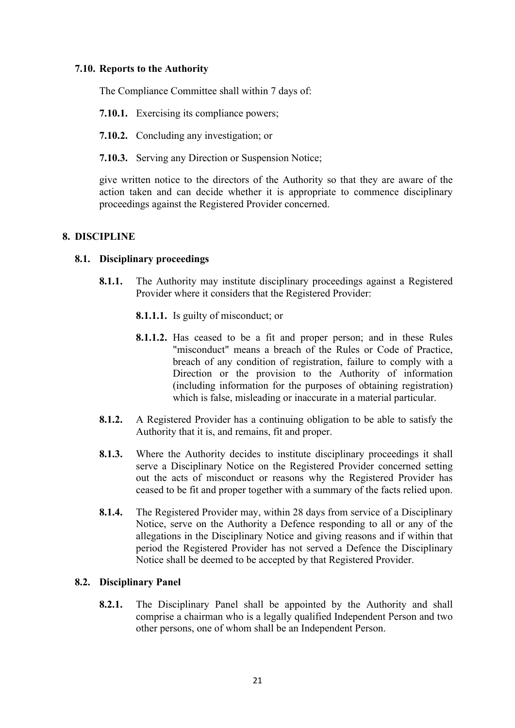### 7.10. Reports to the Authority

The Compliance Committee shall within 7 days of:

**7.10.1.** Exercising its compliance powers;

**7.10.2.** Concluding any investigation; or

**7.10.3.** Serving any Direction or Suspension Notice;

give written notice to the directors of the Authority so that they are aware of the action taken and can decide whether it is appropriate to commence disciplinary proceedings against the Registered Provider concerned.

## 8. DISCIPLINE

### 8.1. Disciplinary proceedings

**8.1.1.** The Authority may institute disciplinary proceedings against a Registered Provider where it considers that the Registered Provider:

**8.1.1.1.** Is guilty of misconduct; or

**8.1.1.2.** Has ceased to be a fit and proper person; and in these Rules "misconduct" means a breach of the Rules or Code of Practice, breach of any condition of registration, failure to comply with a Direction or the provision to the Authority of information (including information for the purposes of obtaining registration) which is false, misleading or inaccurate in a material particular.

**8.1.2.** A Registered Provider has a continuing obligation to be able to satisfy the Authority that it is, and remains, fit and proper.

**8.1.3.** Where the Authority decides to institute disciplinary proceedings it shall serve a Disciplinary Notice on the Registered Provider concerned setting out the acts of misconduct or reasons why the Registered Provider has ceased to be fit and proper together with a summary of the facts relied upon.

**8.1.4.** The Registered Provider may, within 28 days from service of a Disciplinary Notice, serve on the Authority a Defence responding to all or any of the allegations in the Disciplinary Notice and giving reasons and if within that period the Registered Provider has not served a Defence the Disciplinary Notice shall be deemed to be accepted by that Registered Provider.

### 8.2. Disciplinary Panel

**8.2.1.** The Disciplinary Panel shall be appointed by the Authority and shall comprise a chairman who is a legally qualified Independent Person and two other persons, one of whom shall be an Independent Person.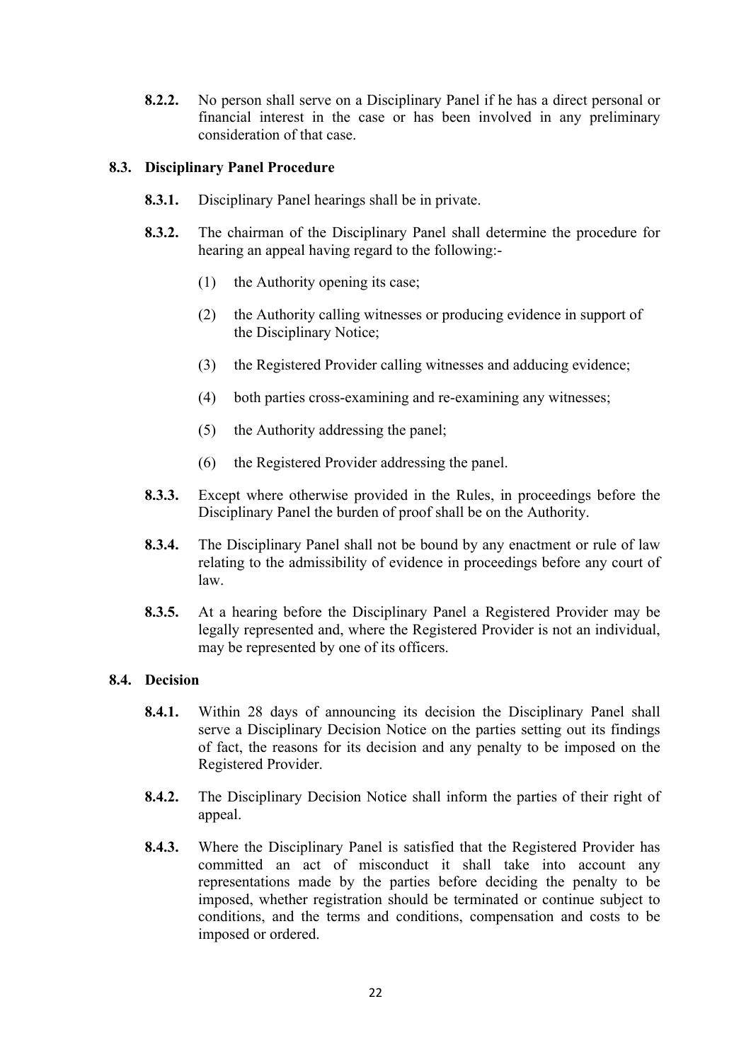**8.2.2.** No person shall serve on a Disciplinary Panel if he has a direct personal or financial interest in the case or has been involved in any preliminary consideration of that case.

### 8.3. Disciplinary Panel Procedure

**8.3.1.** Disciplinary Panel hearings shall be in private.

**8.3.2.** The chairman of the Disciplinary Panel shall determine the procedure for hearing an appeal having regard to the following:-

(1) the Authority opening its case;

(2) the Authority calling witnesses or producing evidence in support of the Disciplinary Notice;

(3) the Registered Provider calling witnesses and adducing evidence;

(4) both parties cross-examining and re-examining any witnesses;

(5) the Authority addressing the panel;

(6) the Registered Provider addressing the panel.

**8.3.3.** Except where otherwise provided in the Rules, in proceedings before the Disciplinary Panel the burden of proof shall be on the Authority.

**8.3.4.** The Disciplinary Panel shall not be bound by any enactment or rule of law relating to the admissibility of evidence in proceedings before any court of law.

**8.3.5.** At a hearing before the Disciplinary Panel a Registered Provider may be legally represented and, where the Registered Provider is not an individual, may be represented by one of its officers.

### 8.4. Decision

**8.4.1.** Within 28 days of announcing its decision the Disciplinary Panel shall serve a Disciplinary Decision Notice on the parties setting out its findings of fact, the reasons for its decision and any penalty to be imposed on the Registered Provider.

**8.4.2.** The Disciplinary Decision Notice shall inform the parties of their right of appeal.

**8.4.3.** Where the Disciplinary Panel is satisfied that the Registered Provider has committed an act of misconduct it shall take into account any representations made by the parties before deciding the penalty to be imposed, whether registration should be terminated or continue subject to conditions, and the terms and conditions, compensation and costs to be imposed or ordered.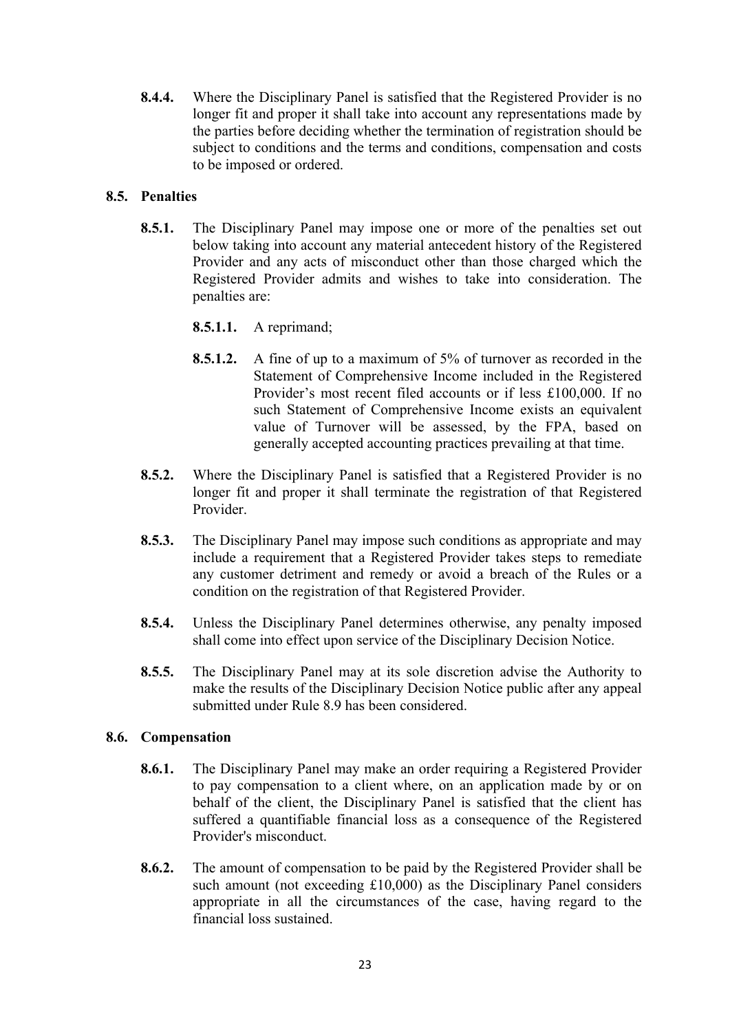**8.4.4.** Where the Disciplinary Panel is satisfied that the Registered Provider is no longer fit and proper it shall take into account any representations made by the parties before deciding whether the termination of registration should be subject to conditions and the terms and conditions, compensation and costs to be imposed or ordered.

### 8.5. Penalties

**8.5.1.** The Disciplinary Panel may impose one or more of the penalties set out below taking into account any material antecedent history of the Registered Provider and any acts of misconduct other than those charged which the Registered Provider admits and wishes to take into consideration. The penalties are:

**8.5.1.1.** A reprimand;

**8.5.1.2.** A fine of up to a maximum of 5% of turnover as recorded in the Statement of Comprehensive Income included in the Registered Provider's most recent filed accounts or if less £100,000. If no such Statement of Comprehensive Income exists an equivalent value of Turnover will be assessed, by the FPA, based on generally accepted accounting practices prevailing at that time.

**8.5.2.** Where the Disciplinary Panel is satisfied that a Registered Provider is no longer fit and proper it shall terminate the registration of that Registered Provider.

**8.5.3.** The Disciplinary Panel may impose such conditions as appropriate and may include a requirement that a Registered Provider takes steps to remediate any customer detriment and remedy or avoid a breach of the Rules or a condition on the registration of that Registered Provider.

**8.5.4.** Unless the Disciplinary Panel determines otherwise, any penalty imposed shall come into effect upon service of the Disciplinary Decision Notice.

**8.5.5.** The Disciplinary Panel may at its sole discretion advise the Authority to make the results of the Disciplinary Decision Notice public after any appeal submitted under Rule 8.9 has been considered.

### 8.6. Compensation

**8.6.1.** The Disciplinary Panel may make an order requiring a Registered Provider to pay compensation to a client where, on an application made by or on behalf of the client, the Disciplinary Panel is satisfied that the client has suffered a quantifiable financial loss as a consequence of the Registered Provider's misconduct.

**8.6.2.** The amount of compensation to be paid by the Registered Provider shall be such amount (not exceeding £10,000) as the Disciplinary Panel considers appropriate in all the circumstances of the case, having regard to the financial loss sustained.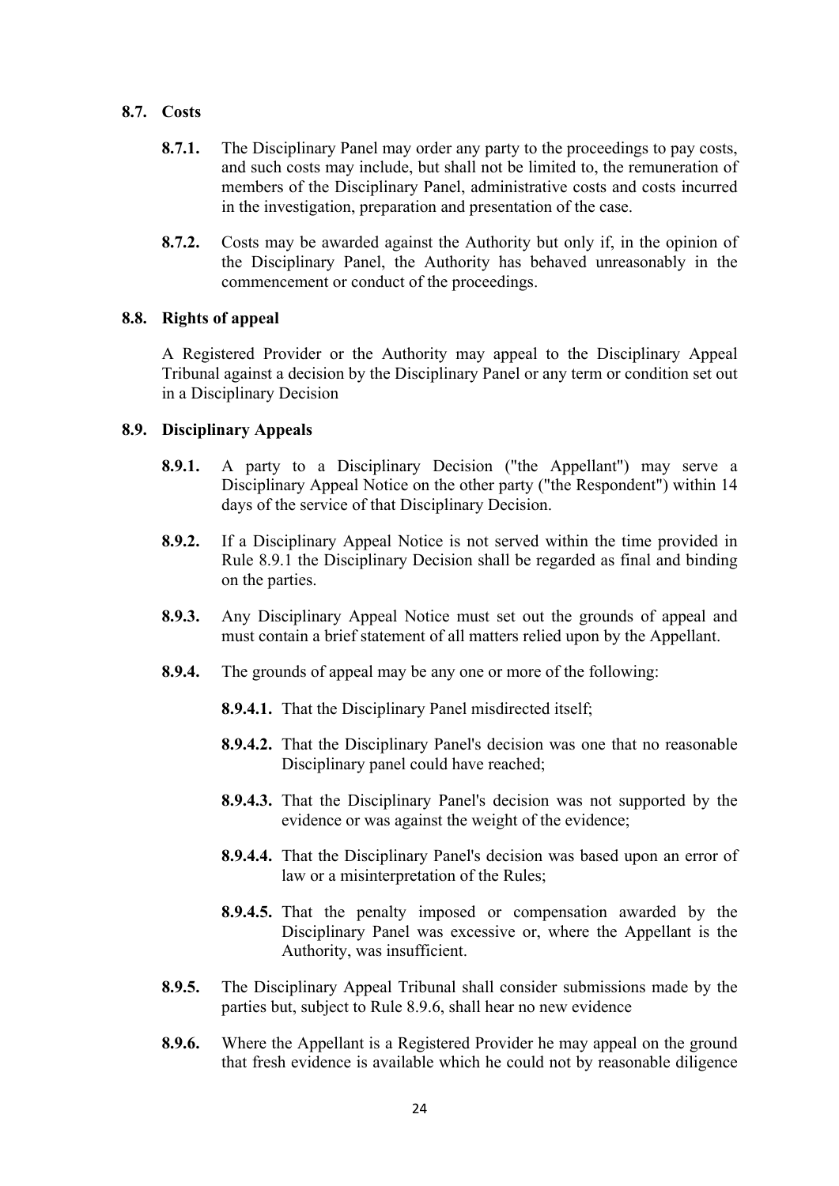### 8.7. Costs

**8.7.1.** The Disciplinary Panel may order any party to the proceedings to pay costs, and such costs may include, but shall not be limited to, the remuneration of members of the Disciplinary Panel, administrative costs and costs incurred in the investigation, preparation and presentation of the case.

**8.7.2.** Costs may be awarded against the Authority but only if, in the opinion of the Disciplinary Panel, the Authority has behaved unreasonably in the commencement or conduct of the proceedings.

### 8.8. Rights of appeal

A Registered Provider or the Authority may appeal to the Disciplinary Appeal Tribunal against a decision by the Disciplinary Panel or any term or condition set out in a Disciplinary Decision

### 8.9. Disciplinary Appeals

**8.9.1.** A party to a Disciplinary Decision ("the Appellant") may serve a Disciplinary Appeal Notice on the other party ("the Respondent") within 14 days of the service of that Disciplinary Decision.

**8.9.2.** If a Disciplinary Appeal Notice is not served within the time provided in Rule 8.9.1 the Disciplinary Decision shall be regarded as final and binding on the parties.

**8.9.3.** Any Disciplinary Appeal Notice must set out the grounds of appeal and must contain a brief statement of all matters relied upon by the Appellant.

**8.9.4.** The grounds of appeal may be any one or more of the following:

- **8.9.4.1.** That the Disciplinary Panel misdirected itself;
- **8.9.4.2.** That the Disciplinary Panel's decision was one that no reasonable Disciplinary panel could have reached;
- **8.9.4.3.** That the Disciplinary Panel's decision was not supported by the evidence or was against the weight of the evidence;
- **8.9.4.4.** That the Disciplinary Panel's decision was based upon an error of law or a misinterpretation of the Rules;
- **8.9.4.5.** That the penalty imposed or compensation awarded by the Disciplinary Panel was excessive or, where the Appellant is the Authority, was insufficient.

**8.9.5.** The Disciplinary Appeal Tribunal shall consider submissions made by the parties but, subject to Rule 8.9.6, shall hear no new evidence

**8.9.6.** Where the Appellant is a Registered Provider he may appeal on the ground that fresh evidence is available which he could not by reasonable diligence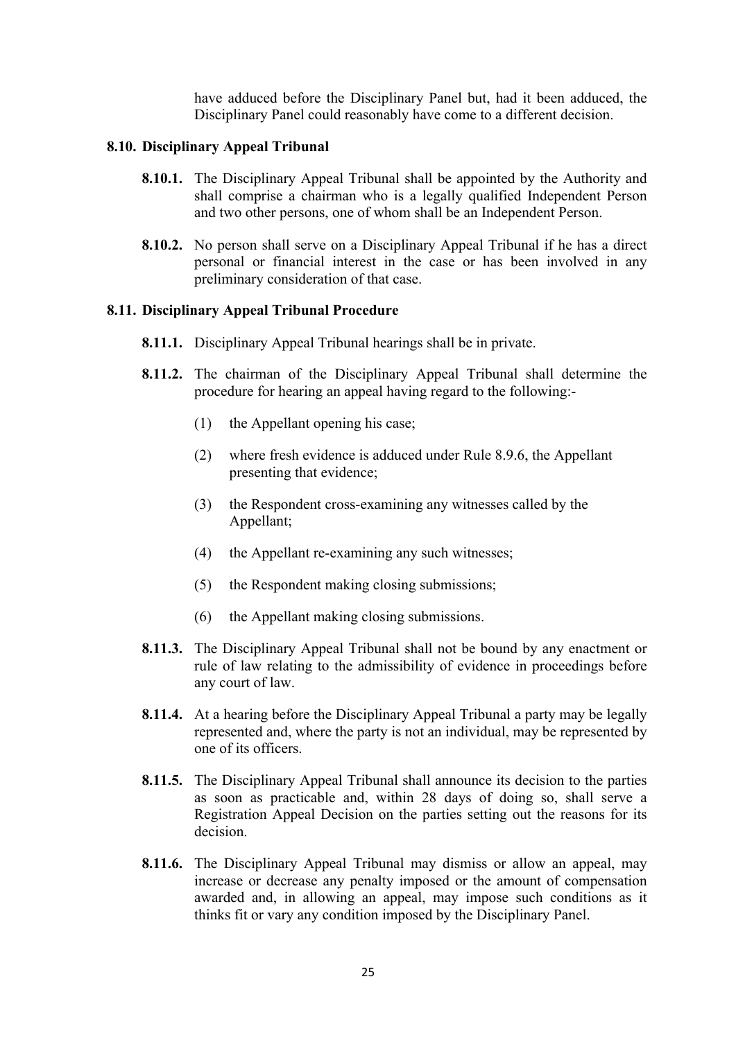have adduced before the Disciplinary Panel but, had it been adduced, the Disciplinary Panel could reasonably have come to a different decision.

### 8.10. Disciplinary Appeal Tribunal

**8.10.1.** The Disciplinary Appeal Tribunal shall be appointed by the Authority and shall comprise a chairman who is a legally qualified Independent Person and two other persons, one of whom shall be an Independent Person.

**8.10.2.** No person shall serve on a Disciplinary Appeal Tribunal if he has a direct personal or financial interest in the case or has been involved in any preliminary consideration of that case.

### 8.11. Disciplinary Appeal Tribunal Procedure

**8.11.1.** Disciplinary Appeal Tribunal hearings shall be in private.

**8.11.2.** The chairman of the Disciplinary Appeal Tribunal shall determine the procedure for hearing an appeal having regard to the following:-

(1) the Appellant opening his case;

(2) where fresh evidence is adduced under Rule 8.9.6, the Appellant presenting that evidence;

(3) the Respondent cross-examining any witnesses called by the Appellant;

(4) the Appellant re-examining any such witnesses;

(5) the Respondent making closing submissions;

(6) the Appellant making closing submissions.

**8.11.3.** The Disciplinary Appeal Tribunal shall not be bound by any enactment or rule of law relating to the admissibility of evidence in proceedings before any court of law.

**8.11.4.** At a hearing before the Disciplinary Appeal Tribunal a party may be legally represented and, where the party is not an individual, may be represented by one of its officers.

**8.11.5.** The Disciplinary Appeal Tribunal shall announce its decision to the parties as soon as practicable and, within 28 days of doing so, shall serve a Registration Appeal Decision on the parties setting out the reasons for its decision.

**8.11.6.** The Disciplinary Appeal Tribunal may dismiss or allow an appeal, may increase or decrease any penalty imposed or the amount of compensation awarded and, in allowing an appeal, may impose such conditions as it thinks fit or vary any condition imposed by the Disciplinary Panel.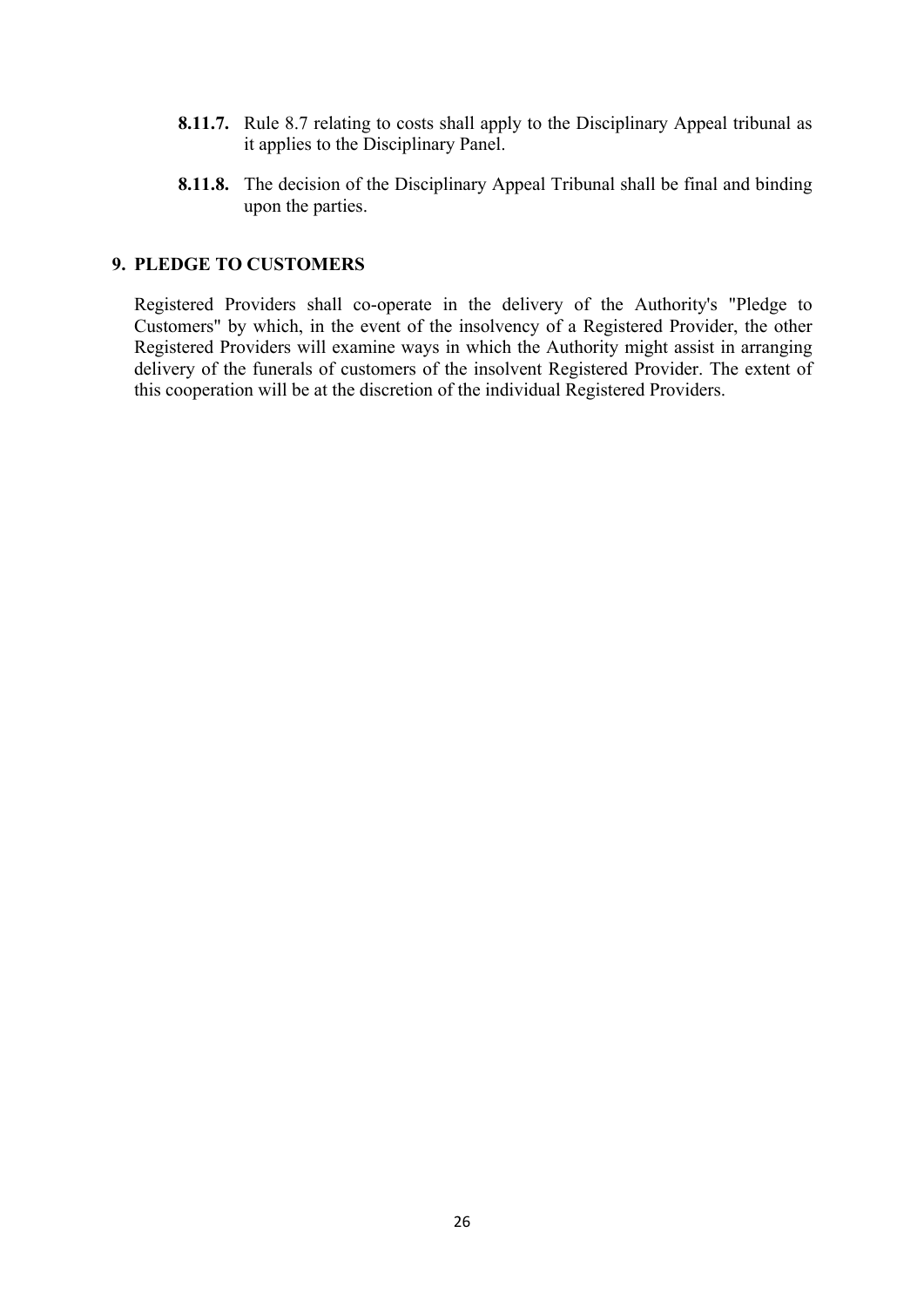**8.11.7.** Rule 8.7 relating to costs shall apply to the Disciplinary Appeal tribunal as it applies to the Disciplinary Panel.

**8.11.8.** The decision of the Disciplinary Appeal Tribunal shall be final and binding upon the parties.

## 9. PLEDGE TO CUSTOMERS

Registered Providers shall co-operate in the delivery of the Authority's "Pledge to Customers" by which, in the event of the insolvency of a Registered Provider, the other Registered Providers will examine ways in which the Authority might assist in arranging delivery of the funerals of customers of the insolvent Registered Provider. The extent of this cooperation will be at the discretion of the individual Registered Providers.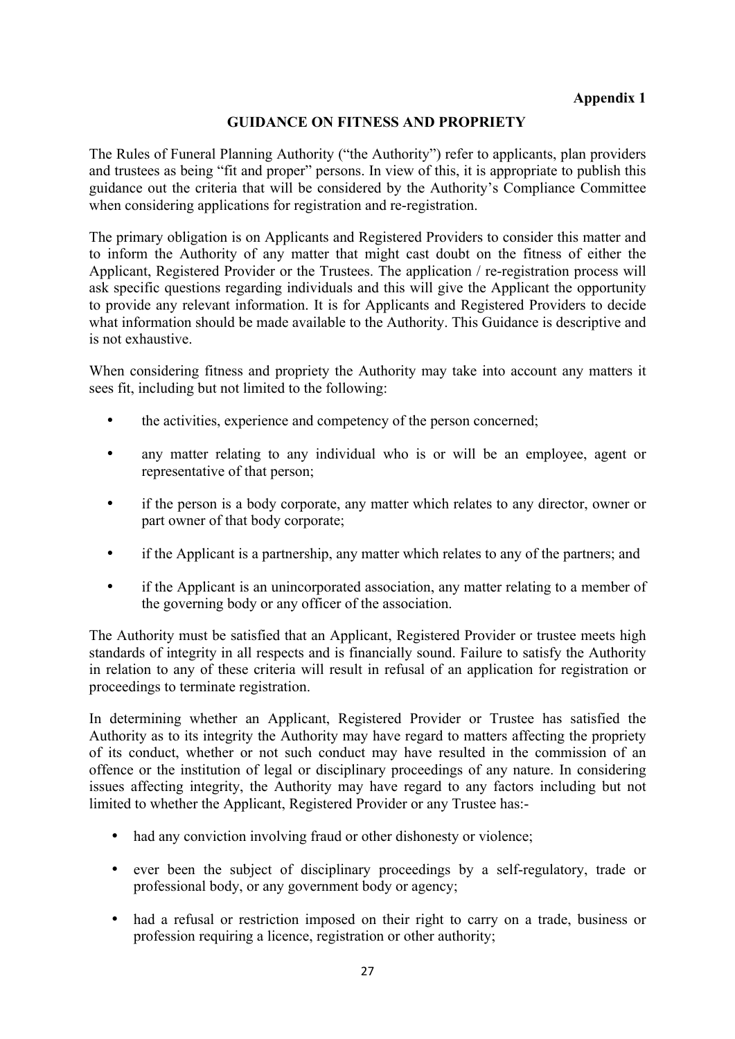**Appendix 1**

## GUIDANCE ON FITNESS AND PROPRIETY

The Rules of Funeral Planning Authority ("the Authority") refer to applicants, plan providers and trustees as being "fit and proper" persons. In view of this, it is appropriate to publish this guidance out the criteria that will be considered by the Authority's Compliance Committee when considering applications for registration and re-registration.

The primary obligation is on Applicants and Registered Providers to consider this matter and to inform the Authority of any matter that might cast doubt on the fitness of either the Applicant, Registered Provider or the Trustees. The application / re-registration process will ask specific questions regarding individuals and this will give the Applicant the opportunity to provide any relevant information. It is for Applicants and Registered Providers to decide what information should be made available to the Authority. This Guidance is descriptive and is not exhaustive.

When considering fitness and propriety the Authority may take into account any matters it sees fit, including but not limited to the following:

- the activities, experience and competency of the person concerned;
- any matter relating to any individual who is or will be an employee, agent or representative of that person;
- if the person is a body corporate, any matter which relates to any director, owner or part owner of that body corporate;
- if the Applicant is a partnership, any matter which relates to any of the partners; and
- if the Applicant is an unincorporated association, any matter relating to a member of the governing body or any officer of the association.

The Authority must be satisfied that an Applicant, Registered Provider or trustee meets high standards of integrity in all respects and is financially sound. Failure to satisfy the Authority in relation to any of these criteria will result in refusal of an application for registration or proceedings to terminate registration.

In determining whether an Applicant, Registered Provider or Trustee has satisfied the Authority as to its integrity the Authority may have regard to matters affecting the propriety of its conduct, whether or not such conduct may have resulted in the commission of an offence or the institution of legal or disciplinary proceedings of any nature. In considering issues affecting integrity, the Authority may have regard to any factors including but not limited to whether the Applicant, Registered Provider or any Trustee has:-

- had any conviction involving fraud or other dishonesty or violence;
- ever been the subject of disciplinary proceedings by a self-regulatory, trade or professional body, or any government body or agency;
- had a refusal or restriction imposed on their right to carry on a trade, business or profession requiring a licence, registration or other authority;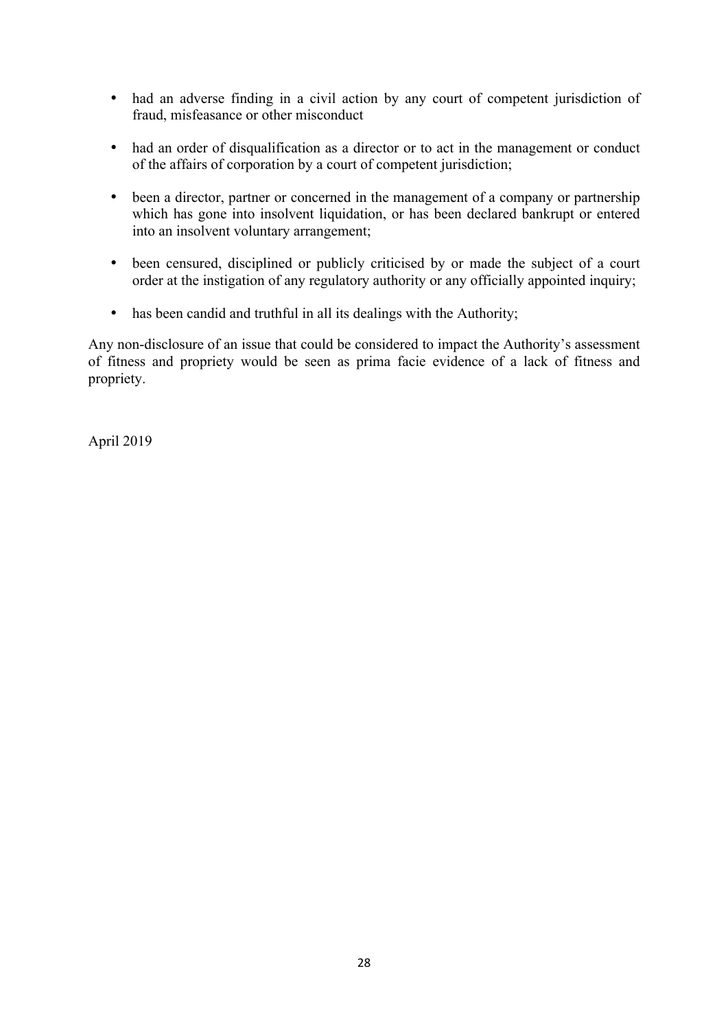- had an adverse finding in a civil action by any court of competent jurisdiction of fraud, misfeasance or other misconduct
- had an order of disqualification as a director or to act in the management or conduct of the affairs of corporation by a court of competent jurisdiction;
- been a director, partner or concerned in the management of a company or partnership which has gone into insolvent liquidation, or has been declared bankrupt or entered into an insolvent voluntary arrangement;
- been censured, disciplined or publicly criticised by or made the subject of a court order at the instigation of any regulatory authority or any officially appointed inquiry;
- has been candid and truthful in all its dealings with the Authority;

Any non-disclosure of an issue that could be considered to impact the Authority's assessment of fitness and propriety would be seen as prima facie evidence of a lack of fitness and propriety.

April 2019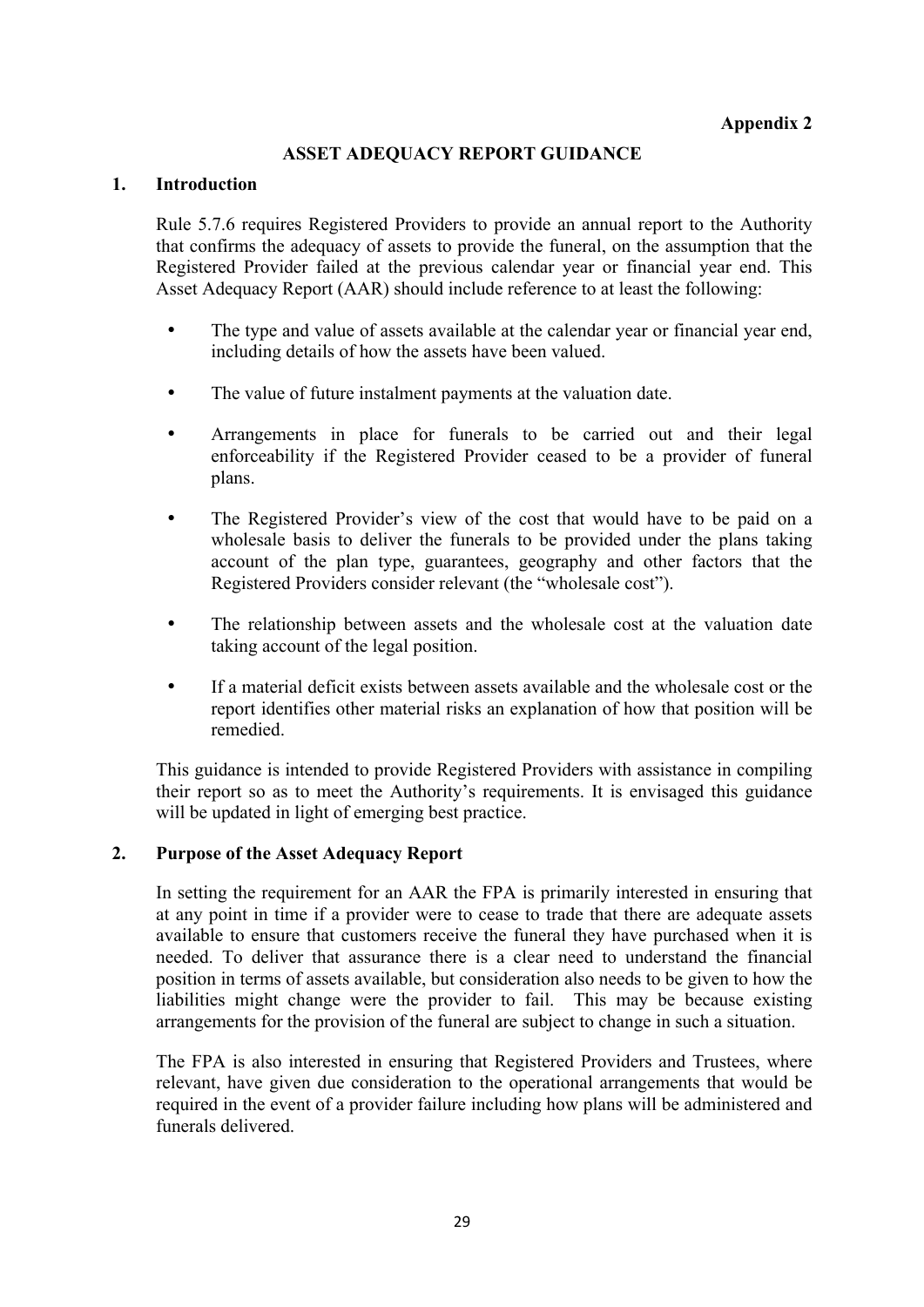**Appendix 2**

## ASSET ADEQUACY REPORT GUIDANCE

### 1. Introduction

Rule 5.7.6 requires Registered Providers to provide an annual report to the Authority that confirms the adequacy of assets to provide the funeral, on the assumption that the Registered Provider failed at the previous calendar year or financial year end. This Asset Adequacy Report (AAR) should include reference to at least the following:

- The type and value of assets available at the calendar year or financial year end, including details of how the assets have been valued.
- The value of future instalment payments at the valuation date.
- Arrangements in place for funerals to be carried out and their legal enforceability if the Registered Provider ceased to be a provider of funeral plans.
- The Registered Provider's view of the cost that would have to be paid on a wholesale basis to deliver the funerals to be provided under the plans taking account of the plan type, guarantees, geography and other factors that the Registered Providers consider relevant (the "wholesale cost").
- The relationship between assets and the wholesale cost at the valuation date taking account of the legal position.
- If a material deficit exists between assets available and the wholesale cost or the report identifies other material risks an explanation of how that position will be remedied.

This guidance is intended to provide Registered Providers with assistance in compiling their report so as to meet the Authority's requirements. It is envisaged this guidance will be updated in light of emerging best practice.

### 2. Purpose of the Asset Adequacy Report

In setting the requirement for an AAR the FPA is primarily interested in ensuring that at any point in time if a provider were to cease to trade that there are adequate assets available to ensure that customers receive the funeral they have purchased when it is needed. To deliver that assurance there is a clear need to understand the financial position in terms of assets available, but consideration also needs to be given to how the liabilities might change were the provider to fail. This may be because existing arrangements for the provision of the funeral are subject to change in such a situation.

The FPA is also interested in ensuring that Registered Providers and Trustees, where relevant, have given due consideration to the operational arrangements that would be required in the event of a provider failure including how plans will be administered and funerals delivered.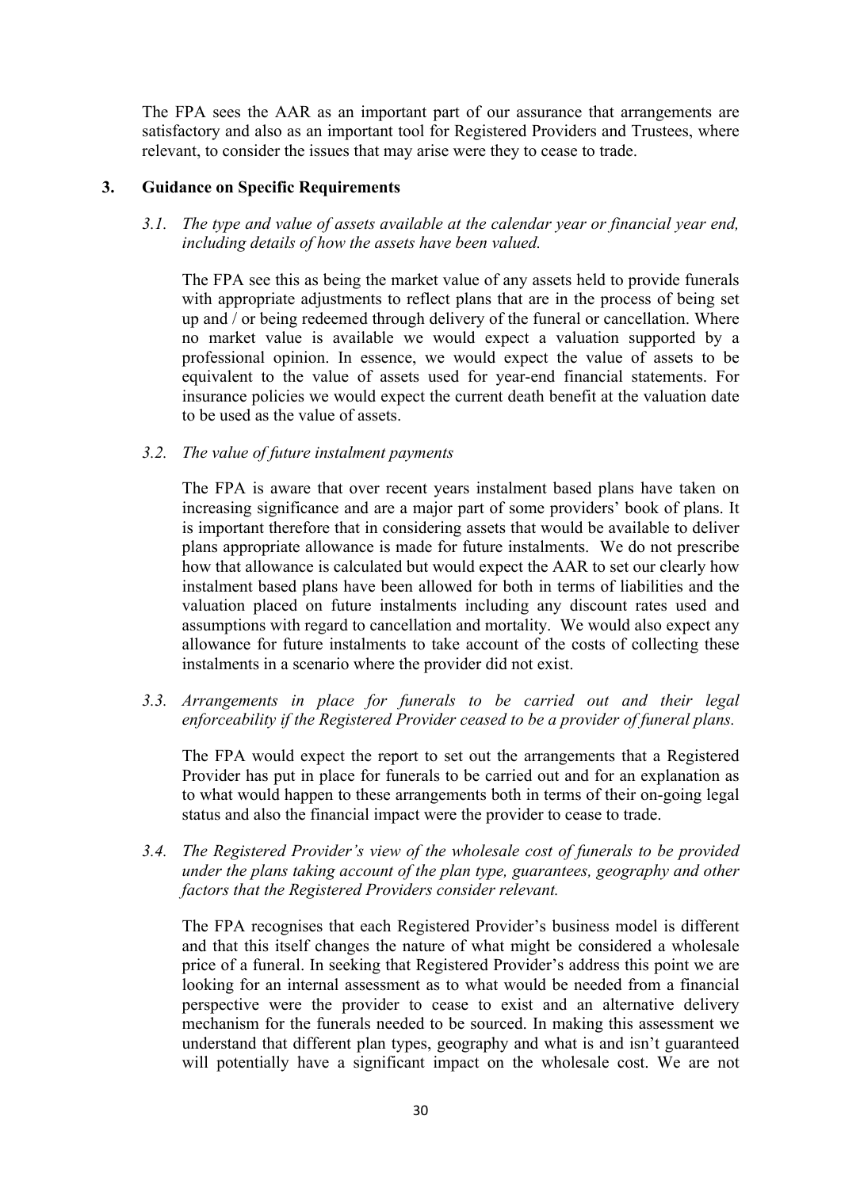The FPA sees the AAR as an important part of our assurance that arrangements are satisfactory and also as an important tool for Registered Providers and Trustees, where relevant, to consider the issues that may arise were they to cease to trade.

## 3. Guidance on Specific Requirements

### *3.1. The type and value of assets available at the calendar year or financial year end, including details of how the assets have been valued.*

The FPA see this as being the market value of any assets held to provide funerals with appropriate adjustments to reflect plans that are in the process of being set up and / or being redeemed through delivery of the funeral or cancellation. Where no market value is available we would expect a valuation supported by a professional opinion. In essence, we would expect the value of assets to be equivalent to the value of assets used for year-end financial statements. For insurance policies we would expect the current death benefit at the valuation date to be used as the value of assets.

### *3.2. The value of future instalment payments*

The FPA is aware that over recent years instalment based plans have taken on increasing significance and are a major part of some providers' book of plans. It is important therefore that in considering assets that would be available to deliver plans appropriate allowance is made for future instalments. We do not prescribe how that allowance is calculated but would expect the AAR to set our clearly how instalment based plans have been allowed for both in terms of liabilities and the valuation placed on future instalments including any discount rates used and assumptions with regard to cancellation and mortality. We would also expect any allowance for future instalments to take account of the costs of collecting these instalments in a scenario where the provider did not exist.

### *3.3. Arrangements in place for funerals to be carried out and their legal enforceability if the Registered Provider ceased to be a provider of funeral plans.*

The FPA would expect the report to set out the arrangements that a Registered Provider has put in place for funerals to be carried out and for an explanation as to what would happen to these arrangements both in terms of their on-going legal status and also the financial impact were the provider to cease to trade.

### *3.4. The Registered Provider's view of the wholesale cost of funerals to be provided under the plans taking account of the plan type, guarantees, geography and other factors that the Registered Providers consider relevant.*

The FPA recognises that each Registered Provider's business model is different and that this itself changes the nature of what might be considered a wholesale price of a funeral. In seeking that Registered Provider's address this point we are looking for an internal assessment as to what would be needed from a financial perspective were the provider to cease to exist and an alternative delivery mechanism for the funerals needed to be sourced. In making this assessment we understand that different plan types, geography and what is and isn't guaranteed will potentially have a significant impact on the wholesale cost. We are not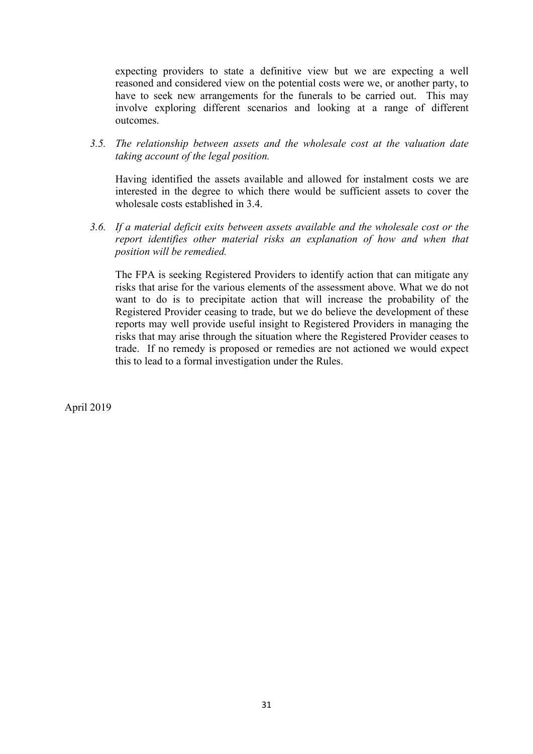expecting providers to state a definitive view but we are expecting a well reasoned and considered view on the potential costs were we, or another party, to have to seek new arrangements for the funerals to be carried out. This may involve exploring different scenarios and looking at a range of different outcomes.

*3.5. The relationship between assets and the wholesale cost at the valuation date taking account of the legal position.*

Having identified the assets available and allowed for instalment costs we are interested in the degree to which there would be sufficient assets to cover the wholesale costs established in 3.4.

*3.6. If a material deficit exits between assets available and the wholesale cost or the report identifies other material risks an explanation of how and when that position will be remedied.*

The FPA is seeking Registered Providers to identify action that can mitigate any risks that arise for the various elements of the assessment above. What we do not want to do is to precipitate action that will increase the probability of the Registered Provider ceasing to trade, but we do believe the development of these reports may well provide useful insight to Registered Providers in managing the risks that may arise through the situation where the Registered Provider ceases to trade. If no remedy is proposed or remedies are not actioned we would expect this to lead to a formal investigation under the Rules.

April 2019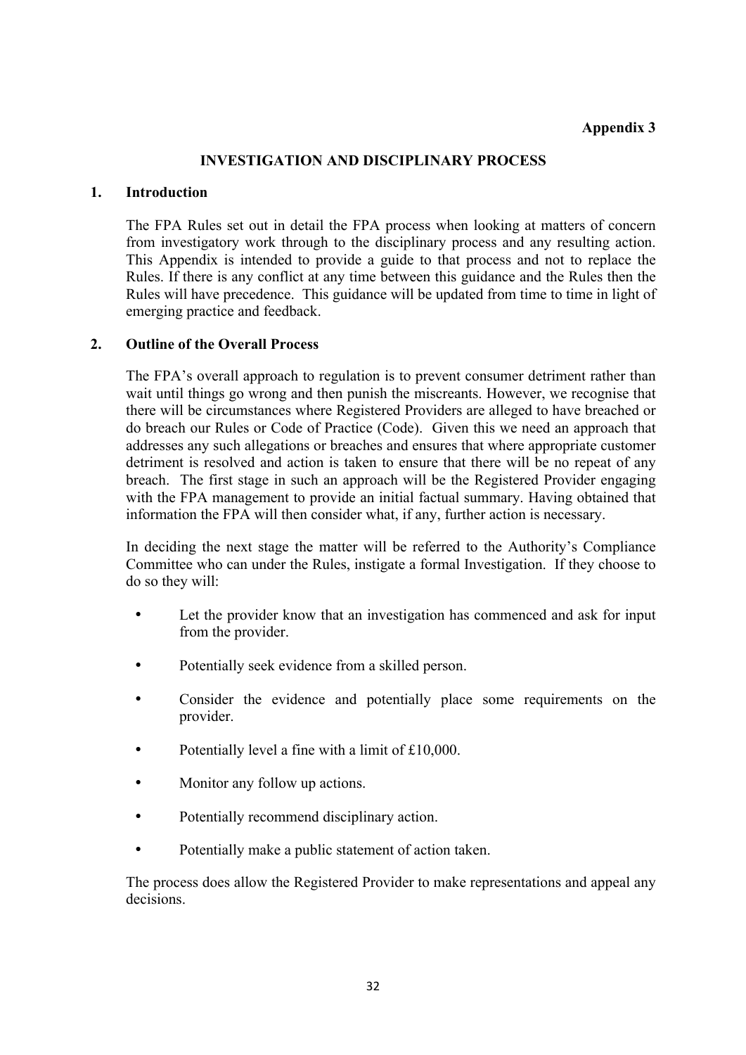**Appendix 3**

# INVESTIGATION AND DISCIPLINARY PROCESS

## 1. Introduction

The FPA Rules set out in detail the FPA process when looking at matters of concern from investigatory work through to the disciplinary process and any resulting action. This Appendix is intended to provide a guide to that process and not to replace the Rules. If there is any conflict at any time between this guidance and the Rules then the Rules will have precedence. This guidance will be updated from time to time in light of emerging practice and feedback.

## 2. Outline of the Overall Process

The FPA's overall approach to regulation is to prevent consumer detriment rather than wait until things go wrong and then punish the miscreants. However, we recognise that there will be circumstances where Registered Providers are alleged to have breached or do breach our Rules or Code of Practice (Code). Given this we need an approach that addresses any such allegations or breaches and ensures that where appropriate customer detriment is resolved and action is taken to ensure that there will be no repeat of any breach. The first stage in such an approach will be the Registered Provider engaging with the FPA management to provide an initial factual summary. Having obtained that information the FPA will then consider what, if any, further action is necessary.

In deciding the next stage the matter will be referred to the Authority's Compliance Committee who can under the Rules, instigate a formal Investigation. If they choose to do so they will:

- Let the provider know that an investigation has commenced and ask for input from the provider.
- Potentially seek evidence from a skilled person.
- Consider the evidence and potentially place some requirements on the provider.
- Potentially level a fine with a limit of £10,000.
- Monitor any follow up actions.
- Potentially recommend disciplinary action.
- Potentially make a public statement of action taken.

The process does allow the Registered Provider to make representations and appeal any decisions.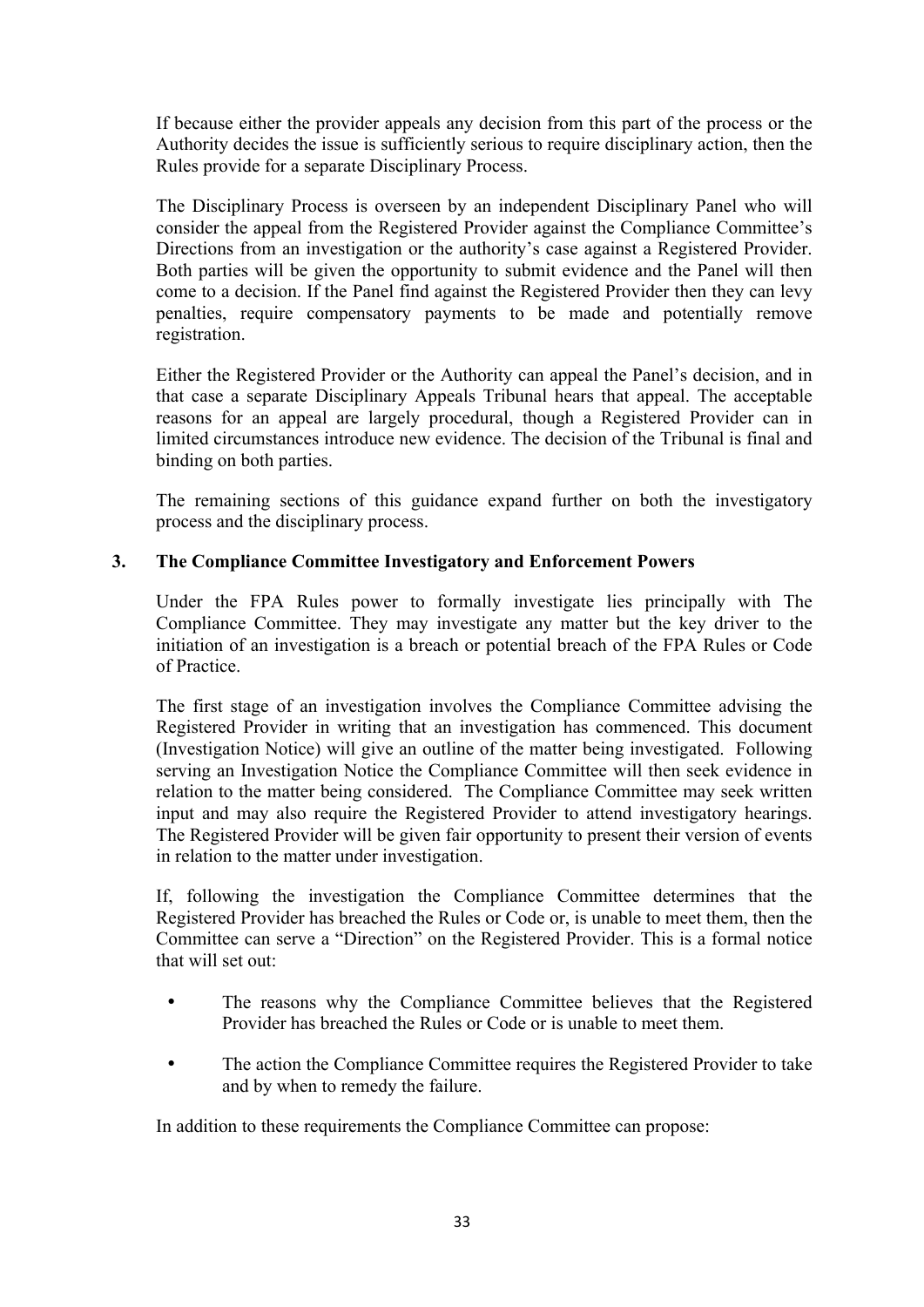If because either the provider appeals any decision from this part of the process or the Authority decides the issue is sufficiently serious to require disciplinary action, then the Rules provide for a separate Disciplinary Process.

The Disciplinary Process is overseen by an independent Disciplinary Panel who will consider the appeal from the Registered Provider against the Compliance Committee's Directions from an investigation or the authority's case against a Registered Provider. Both parties will be given the opportunity to submit evidence and the Panel will then come to a decision. If the Panel find against the Registered Provider then they can levy penalties, require compensatory payments to be made and potentially remove registration.

Either the Registered Provider or the Authority can appeal the Panel's decision, and in that case a separate Disciplinary Appeals Tribunal hears that appeal. The acceptable reasons for an appeal are largely procedural, though a Registered Provider can in limited circumstances introduce new evidence. The decision of the Tribunal is final and binding on both parties.

The remaining sections of this guidance expand further on both the investigatory process and the disciplinary process.

## 3. The Compliance Committee Investigatory and Enforcement Powers

Under the FPA Rules power to formally investigate lies principally with The Compliance Committee. They may investigate any matter but the key driver to the initiation of an investigation is a breach or potential breach of the FPA Rules or Code of Practice.

The first stage of an investigation involves the Compliance Committee advising the Registered Provider in writing that an investigation has commenced. This document (Investigation Notice) will give an outline of the matter being investigated. Following serving an Investigation Notice the Compliance Committee will then seek evidence in relation to the matter being considered. The Compliance Committee may seek written input and may also require the Registered Provider to attend investigatory hearings. The Registered Provider will be given fair opportunity to present their version of events in relation to the matter under investigation.

If, following the investigation the Compliance Committee determines that the Registered Provider has breached the Rules or Code or, is unable to meet them, then the Committee can serve a "Direction" on the Registered Provider. This is a formal notice that will set out:

- The reasons why the Compliance Committee believes that the Registered Provider has breached the Rules or Code or is unable to meet them.
- The action the Compliance Committee requires the Registered Provider to take and by when to remedy the failure.

In addition to these requirements the Compliance Committee can propose: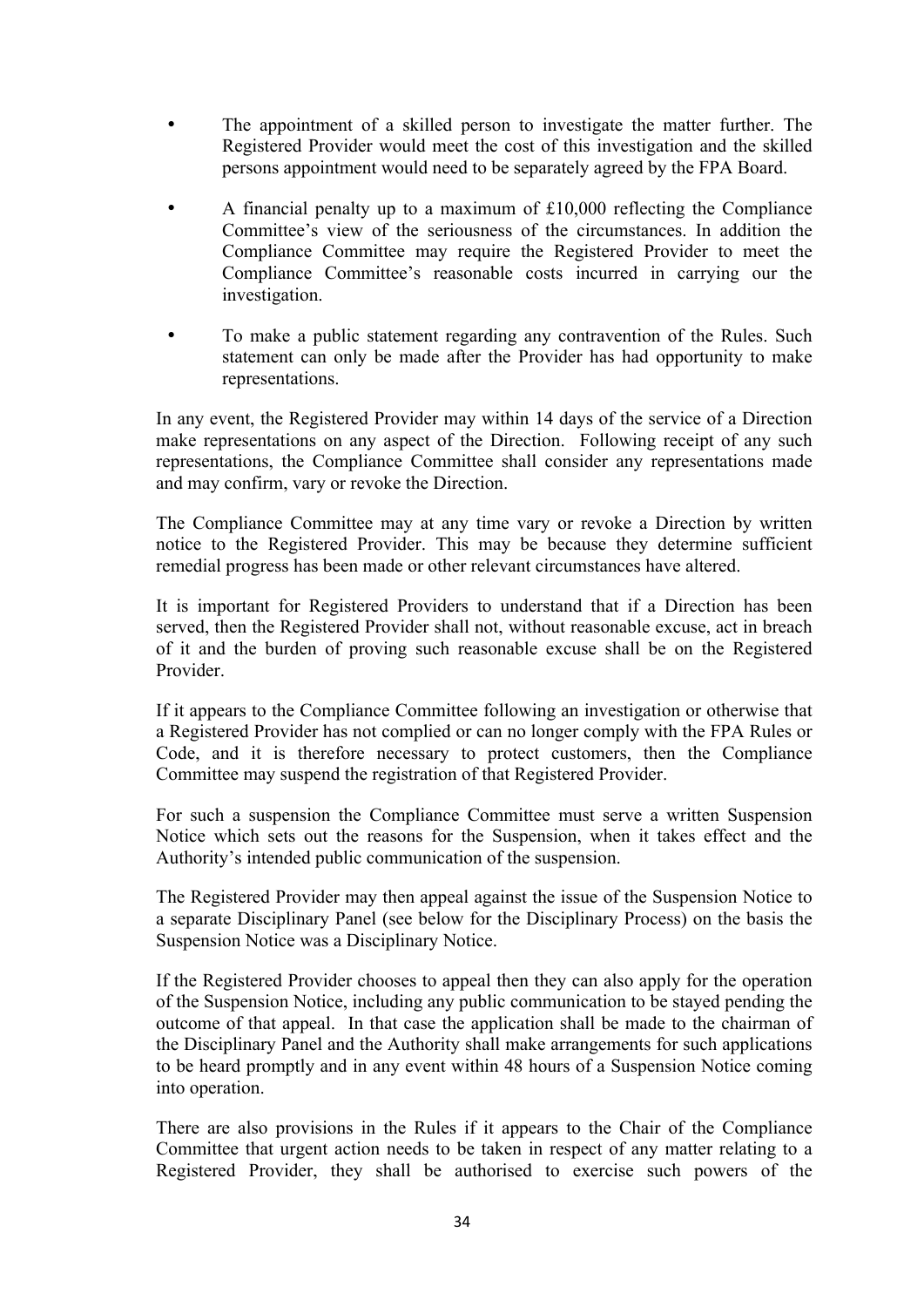- The appointment of a skilled person to investigate the matter further. The Registered Provider would meet the cost of this investigation and the skilled persons appointment would need to be separately agreed by the FPA Board.
- A financial penalty up to a maximum of £10,000 reflecting the Compliance Committee's view of the seriousness of the circumstances. In addition the Compliance Committee may require the Registered Provider to meet the Compliance Committee's reasonable costs incurred in carrying our the investigation.
- To make a public statement regarding any contravention of the Rules. Such statement can only be made after the Provider has had opportunity to make representations.

In any event, the Registered Provider may within 14 days of the service of a Direction make representations on any aspect of the Direction. Following receipt of any such representations, the Compliance Committee shall consider any representations made and may confirm, vary or revoke the Direction.

The Compliance Committee may at any time vary or revoke a Direction by written notice to the Registered Provider. This may be because they determine sufficient remedial progress has been made or other relevant circumstances have altered.

It is important for Registered Providers to understand that if a Direction has been served, then the Registered Provider shall not, without reasonable excuse, act in breach of it and the burden of proving such reasonable excuse shall be on the Registered Provider.

If it appears to the Compliance Committee following an investigation or otherwise that a Registered Provider has not complied or can no longer comply with the FPA Rules or Code, and it is therefore necessary to protect customers, then the Compliance Committee may suspend the registration of that Registered Provider.

For such a suspension the Compliance Committee must serve a written Suspension Notice which sets out the reasons for the Suspension, when it takes effect and the Authority's intended public communication of the suspension.

The Registered Provider may then appeal against the issue of the Suspension Notice to a separate Disciplinary Panel (see below for the Disciplinary Process) on the basis the Suspension Notice was a Disciplinary Notice.

If the Registered Provider chooses to appeal then they can also apply for the operation of the Suspension Notice, including any public communication to be stayed pending the outcome of that appeal. In that case the application shall be made to the chairman of the Disciplinary Panel and the Authority shall make arrangements for such applications to be heard promptly and in any event within 48 hours of a Suspension Notice coming into operation.

There are also provisions in the Rules if it appears to the Chair of the Compliance Committee that urgent action needs to be taken in respect of any matter relating to a Registered Provider, they shall be authorised to exercise such powers of the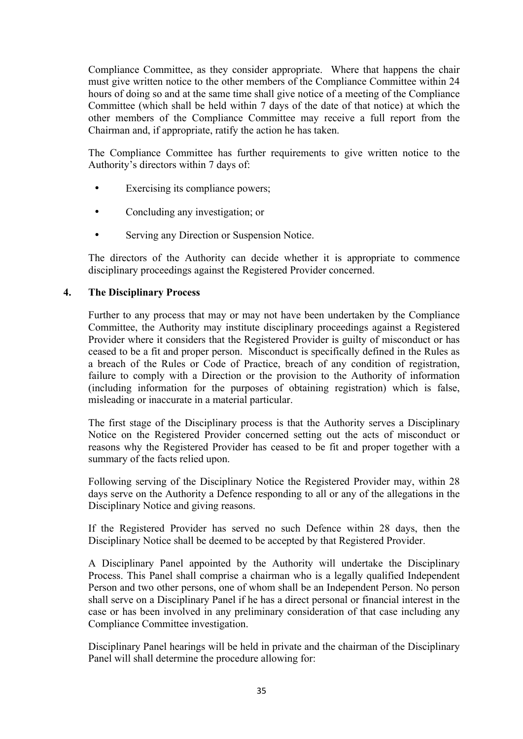Compliance Committee, as they consider appropriate. Where that happens the chair must give written notice to the other members of the Compliance Committee within 24 hours of doing so and at the same time shall give notice of a meeting of the Compliance Committee (which shall be held within 7 days of the date of that notice) at which the other members of the Compliance Committee may receive a full report from the Chairman and, if appropriate, ratify the action he has taken.

The Compliance Committee has further requirements to give written notice to the Authority's directors within 7 days of:

- Exercising its compliance powers;
- Concluding any investigation; or
- Serving any Direction or Suspension Notice.

The directors of the Authority can decide whether it is appropriate to commence disciplinary proceedings against the Registered Provider concerned.

## 4. The Disciplinary Process

Further to any process that may or may not have been undertaken by the Compliance Committee, the Authority may institute disciplinary proceedings against a Registered Provider where it considers that the Registered Provider is guilty of misconduct or has ceased to be a fit and proper person. Misconduct is specifically defined in the Rules as a breach of the Rules or Code of Practice, breach of any condition of registration, failure to comply with a Direction or the provision to the Authority of information (including information for the purposes of obtaining registration) which is false, misleading or inaccurate in a material particular.

The first stage of the Disciplinary process is that the Authority serves a Disciplinary Notice on the Registered Provider concerned setting out the acts of misconduct or reasons why the Registered Provider has ceased to be fit and proper together with a summary of the facts relied upon.

Following serving of the Disciplinary Notice the Registered Provider may, within 28 days serve on the Authority a Defence responding to all or any of the allegations in the Disciplinary Notice and giving reasons.

If the Registered Provider has served no such Defence within 28 days, then the Disciplinary Notice shall be deemed to be accepted by that Registered Provider.

A Disciplinary Panel appointed by the Authority will undertake the Disciplinary Process. This Panel shall comprise a chairman who is a legally qualified Independent Person and two other persons, one of whom shall be an Independent Person. No person shall serve on a Disciplinary Panel if he has a direct personal or financial interest in the case or has been involved in any preliminary consideration of that case including any Compliance Committee investigation.

Disciplinary Panel hearings will be held in private and the chairman of the Disciplinary Panel will shall determine the procedure allowing for: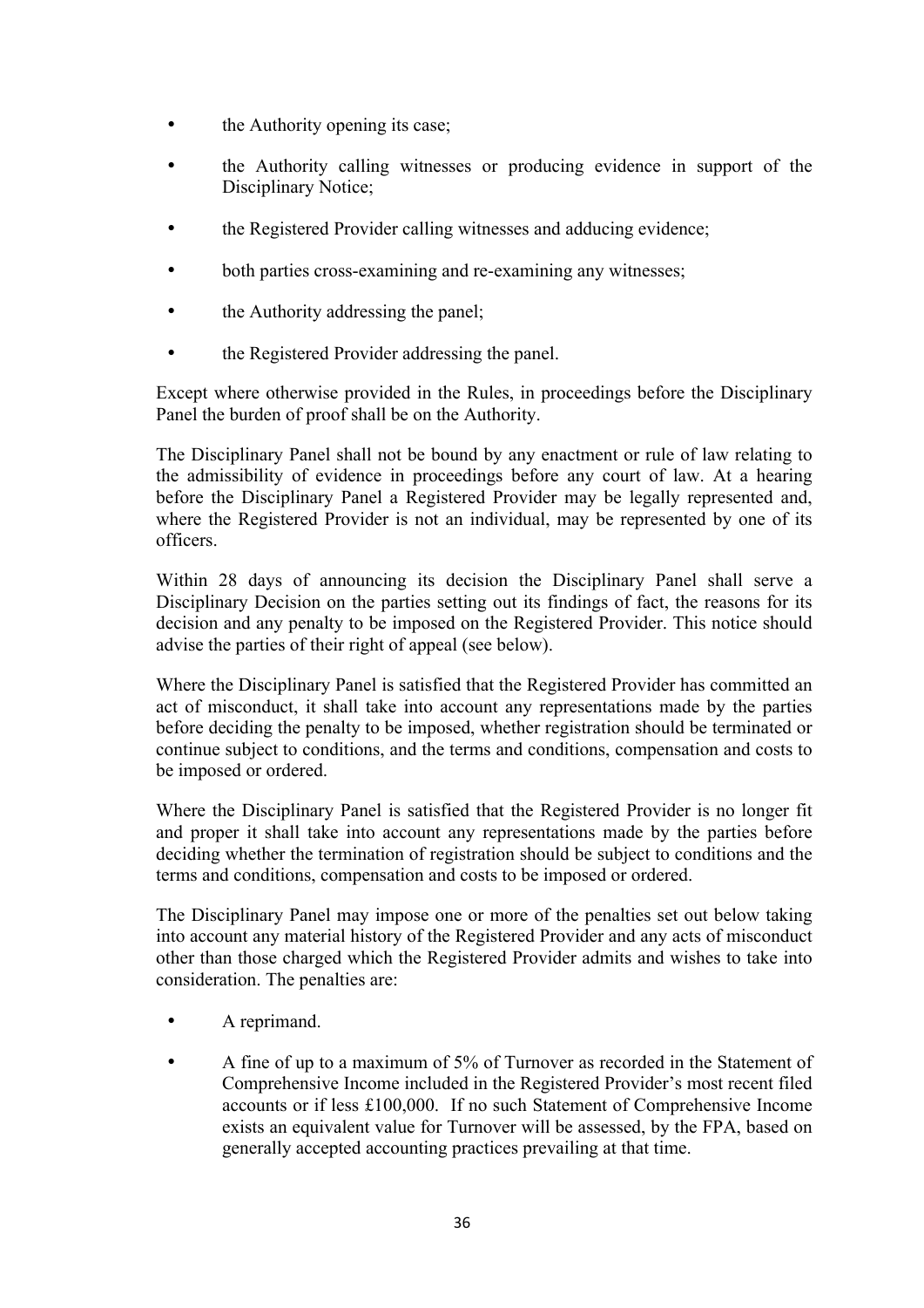- the Authority opening its case;
- the Authority calling witnesses or producing evidence in support of the Disciplinary Notice;
- the Registered Provider calling witnesses and adducing evidence;
- both parties cross-examining and re-examining any witnesses;
- the Authority addressing the panel;
- the Registered Provider addressing the panel.

Except where otherwise provided in the Rules, in proceedings before the Disciplinary Panel the burden of proof shall be on the Authority.

The Disciplinary Panel shall not be bound by any enactment or rule of law relating to the admissibility of evidence in proceedings before any court of law. At a hearing before the Disciplinary Panel a Registered Provider may be legally represented and, where the Registered Provider is not an individual, may be represented by one of its officers.

Within 28 days of announcing its decision the Disciplinary Panel shall serve a Disciplinary Decision on the parties setting out its findings of fact, the reasons for its decision and any penalty to be imposed on the Registered Provider. This notice should advise the parties of their right of appeal (see below).

Where the Disciplinary Panel is satisfied that the Registered Provider has committed an act of misconduct, it shall take into account any representations made by the parties before deciding the penalty to be imposed, whether registration should be terminated or continue subject to conditions, and the terms and conditions, compensation and costs to be imposed or ordered.

Where the Disciplinary Panel is satisfied that the Registered Provider is no longer fit and proper it shall take into account any representations made by the parties before deciding whether the termination of registration should be subject to conditions and the terms and conditions, compensation and costs to be imposed or ordered.

The Disciplinary Panel may impose one or more of the penalties set out below taking into account any material history of the Registered Provider and any acts of misconduct other than those charged which the Registered Provider admits and wishes to take into consideration. The penalties are:

- A reprimand.
- A fine of up to a maximum of 5% of Turnover as recorded in the Statement of Comprehensive Income included in the Registered Provider's most recent filed accounts or if less £100,000. If no such Statement of Comprehensive Income exists an equivalent value for Turnover will be assessed, by the FPA, based on generally accepted accounting practices prevailing at that time.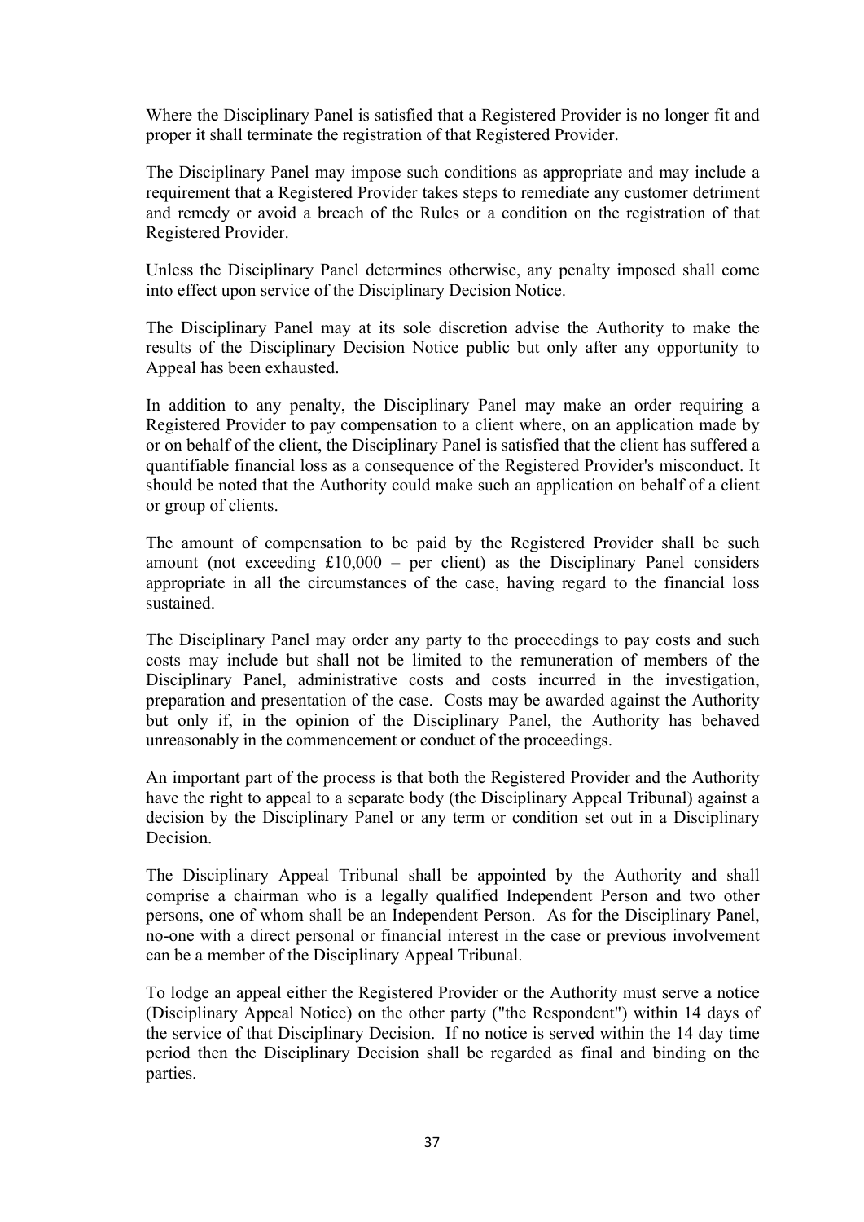Where the Disciplinary Panel is satisfied that a Registered Provider is no longer fit and proper it shall terminate the registration of that Registered Provider.

The Disciplinary Panel may impose such conditions as appropriate and may include a requirement that a Registered Provider takes steps to remediate any customer detriment and remedy or avoid a breach of the Rules or a condition on the registration of that Registered Provider.

Unless the Disciplinary Panel determines otherwise, any penalty imposed shall come into effect upon service of the Disciplinary Decision Notice.

The Disciplinary Panel may at its sole discretion advise the Authority to make the results of the Disciplinary Decision Notice public but only after any opportunity to Appeal has been exhausted.

In addition to any penalty, the Disciplinary Panel may make an order requiring a Registered Provider to pay compensation to a client where, on an application made by or on behalf of the client, the Disciplinary Panel is satisfied that the client has suffered a quantifiable financial loss as a consequence of the Registered Provider's misconduct. It should be noted that the Authority could make such an application on behalf of a client or group of clients.

The amount of compensation to be paid by the Registered Provider shall be such amount (not exceeding £10,000 – per client) as the Disciplinary Panel considers appropriate in all the circumstances of the case, having regard to the financial loss sustained.

The Disciplinary Panel may order any party to the proceedings to pay costs and such costs may include but shall not be limited to the remuneration of members of the Disciplinary Panel, administrative costs and costs incurred in the investigation, preparation and presentation of the case. Costs may be awarded against the Authority but only if, in the opinion of the Disciplinary Panel, the Authority has behaved unreasonably in the commencement or conduct of the proceedings.

An important part of the process is that both the Registered Provider and the Authority have the right to appeal to a separate body (the Disciplinary Appeal Tribunal) against a decision by the Disciplinary Panel or any term or condition set out in a Disciplinary Decision.

The Disciplinary Appeal Tribunal shall be appointed by the Authority and shall comprise a chairman who is a legally qualified Independent Person and two other persons, one of whom shall be an Independent Person. As for the Disciplinary Panel, no-one with a direct personal or financial interest in the case or previous involvement can be a member of the Disciplinary Appeal Tribunal.

To lodge an appeal either the Registered Provider or the Authority must serve a notice (Disciplinary Appeal Notice) on the other party ("the Respondent") within 14 days of the service of that Disciplinary Decision. If no notice is served within the 14 day time period then the Disciplinary Decision shall be regarded as final and binding on the parties.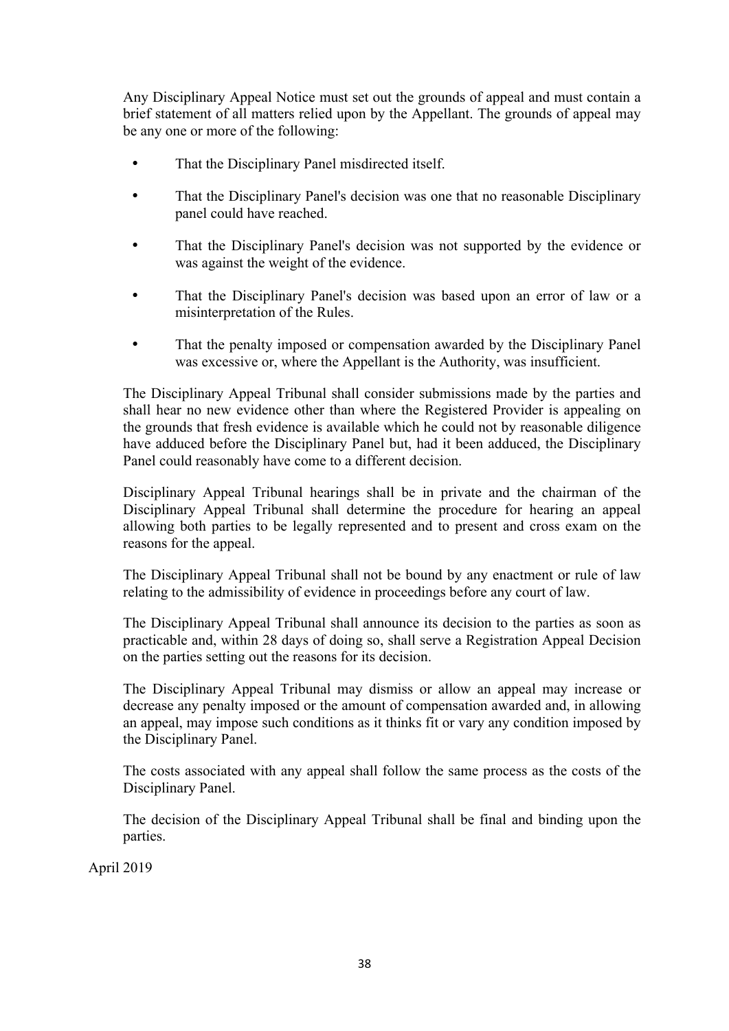Any Disciplinary Appeal Notice must set out the grounds of appeal and must contain a brief statement of all matters relied upon by the Appellant. The grounds of appeal may be any one or more of the following:

- That the Disciplinary Panel misdirected itself.
- That the Disciplinary Panel's decision was one that no reasonable Disciplinary panel could have reached.
- That the Disciplinary Panel's decision was not supported by the evidence or was against the weight of the evidence.
- That the Disciplinary Panel's decision was based upon an error of law or a misinterpretation of the Rules.
- That the penalty imposed or compensation awarded by the Disciplinary Panel was excessive or, where the Appellant is the Authority, was insufficient.

The Disciplinary Appeal Tribunal shall consider submissions made by the parties and shall hear no new evidence other than where the Registered Provider is appealing on the grounds that fresh evidence is available which he could not by reasonable diligence have adduced before the Disciplinary Panel but, had it been adduced, the Disciplinary Panel could reasonably have come to a different decision.

Disciplinary Appeal Tribunal hearings shall be in private and the chairman of the Disciplinary Appeal Tribunal shall determine the procedure for hearing an appeal allowing both parties to be legally represented and to present and cross exam on the reasons for the appeal.

The Disciplinary Appeal Tribunal shall not be bound by any enactment or rule of law relating to the admissibility of evidence in proceedings before any court of law.

The Disciplinary Appeal Tribunal shall announce its decision to the parties as soon as practicable and, within 28 days of doing so, shall serve a Registration Appeal Decision on the parties setting out the reasons for its decision.

The Disciplinary Appeal Tribunal may dismiss or allow an appeal may increase or decrease any penalty imposed or the amount of compensation awarded and, in allowing an appeal, may impose such conditions as it thinks fit or vary any condition imposed by the Disciplinary Panel.

The costs associated with any appeal shall follow the same process as the costs of the Disciplinary Panel.

The decision of the Disciplinary Appeal Tribunal shall be final and binding upon the parties.

April 2019